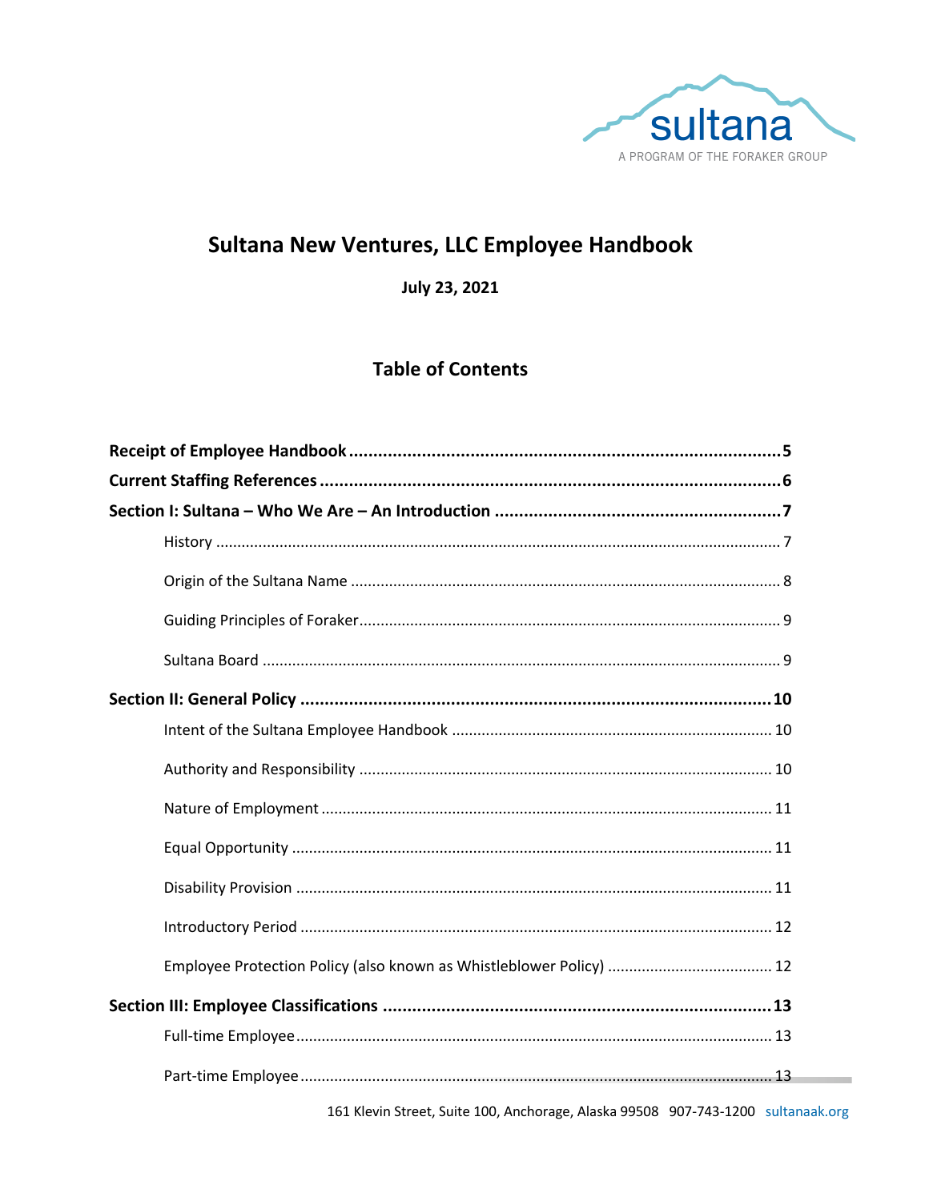sultana

A PROGRAM OF THE FORAKER GROUP

# Sultana New Ventures, LLC Employee Handbook

**July 23, 2021**

## Table of Contents

**Receipt of Employee Handbook** .......... **5**

**Current Staffing References** .......... **6**

**Section I: Sultana – Who We Are – An Introduction** .......... **7**

- History .......... 7
- Origin of the Sultana Name .......... 8
- Guiding Principles of Foraker .......... 9
- Sultana Board .......... 9

**Section II: General Policy** .......... **10**

- Intent of the Sultana Employee Handbook .......... 10
- Authority and Responsibility .......... 10
- Nature of Employment .......... 11
- Equal Opportunity .......... 11
- Disability Provision .......... 11
- Introductory Period .......... 12
- Employee Protection Policy (also known as Whistleblower Policy) .......... 12

**Section III: Employee Classifications** .......... **13**

- Full-time Employee .......... 13
- Part-time Employee .......... 13

161 Klevin Street, Suite 100, Anchorage, Alaska 99508 907-743-1200 sultanaak.org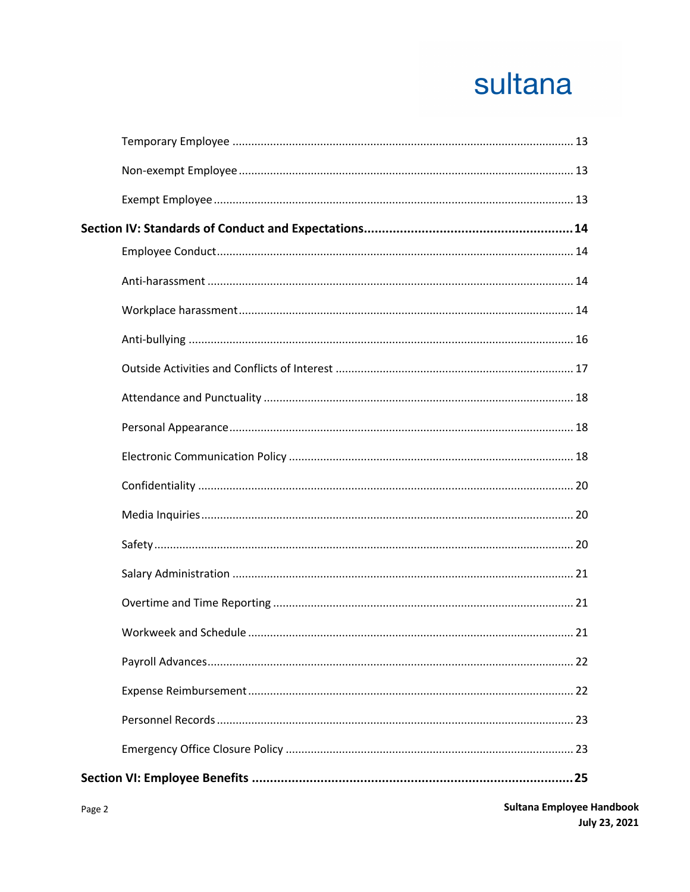Temporary Employee ........................................................................................................ 13

Non-exempt Employee ..................................................................................................... 13

Exempt Employee ............................................................................................................. 13

**Section IV: Standards of Conduct and Expectations.......................................................... 14**

Employee Conduct ............................................................................................................ 14

Anti-harassment ............................................................................................................... 14

Workplace harassment ...................................................................................................... 14

Anti-bullying ..................................................................................................................... 16

Outside Activities and Conflicts of Interest ......................................................................... 17

Attendance and Punctuality ............................................................................................... 18

Personal Appearance ......................................................................................................... 18

Electronic Communication Policy ....................................................................................... 18

Confidentiality ................................................................................................................... 20

Media Inquiries .................................................................................................................. 20

Safety ................................................................................................................................ 20

Salary Administration ........................................................................................................ 21

Overtime and Time Reporting ............................................................................................ 21

Workweek and Schedule .................................................................................................... 21

Payroll Advances ................................................................................................................ 22

Expense Reimbursement .................................................................................................... 22

Personnel Records ............................................................................................................. 23

Emergency Office Closure Policy ........................................................................................ 23

**Section VI: Employee Benefits ......................................................................................... 25**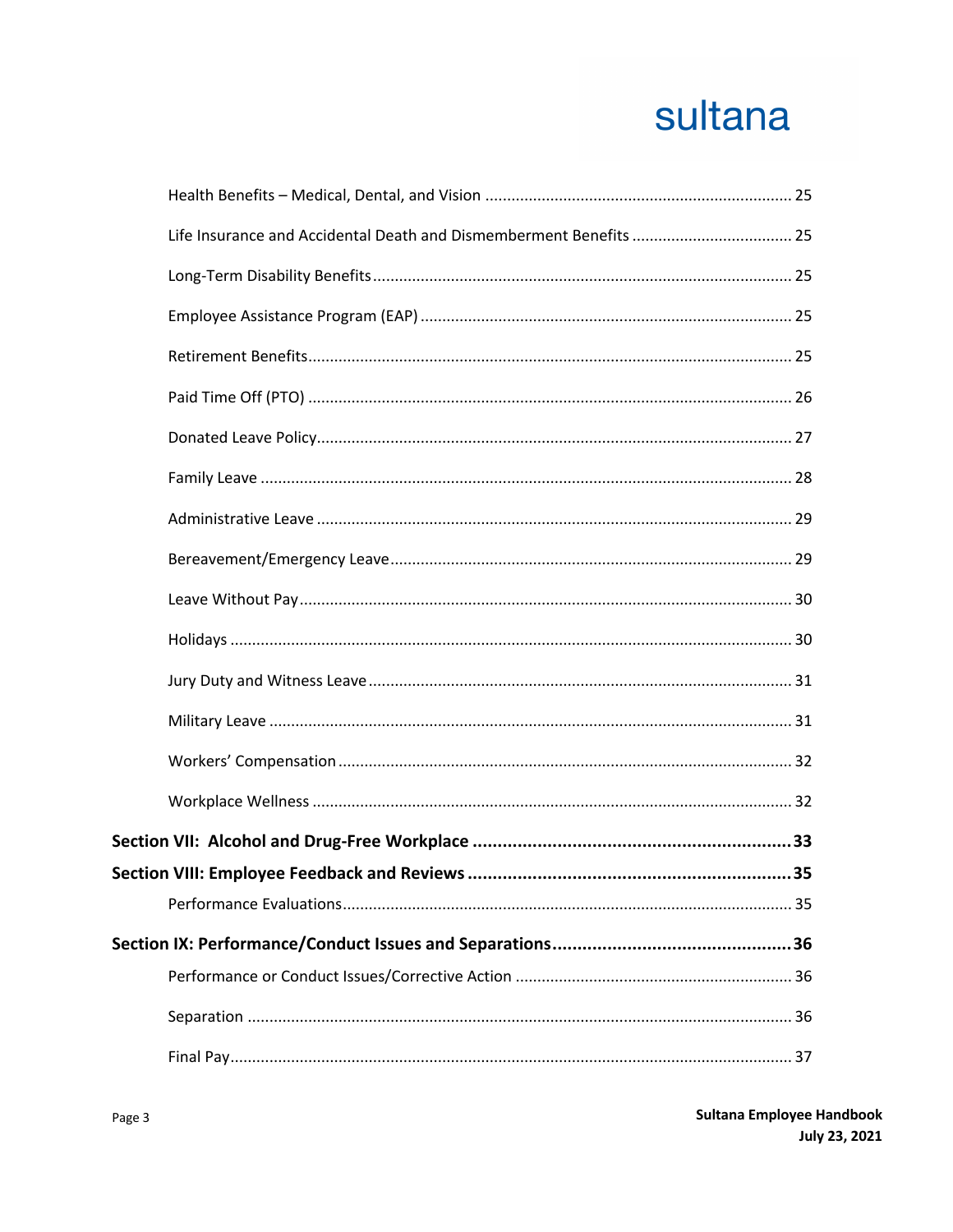Health Benefits – Medical, Dental, and Vision ........ 25

Life Insurance and Accidental Death and Dismemberment Benefits ........ 25

Long-Term Disability Benefits ........ 25

Employee Assistance Program (EAP) ........ 25

Retirement Benefits ........ 25

Paid Time Off (PTO) ........ 26

Donated Leave Policy ........ 27

Family Leave ........ 28

Administrative Leave ........ 29

Bereavement/Emergency Leave ........ 29

Leave Without Pay ........ 30

Holidays ........ 30

Jury Duty and Witness Leave ........ 31

Military Leave ........ 31

Workers' Compensation ........ 32

Workplace Wellness ........ 32

**Section VII: Alcohol and Drug-Free Workplace ........ 33**

**Section VIII: Employee Feedback and Reviews ........ 35**

Performance Evaluations ........ 35

**Section IX: Performance/Conduct Issues and Separations ........ 36**

Performance or Conduct Issues/Corrective Action ........ 36

Separation ........ 36

Final Pay ........ 37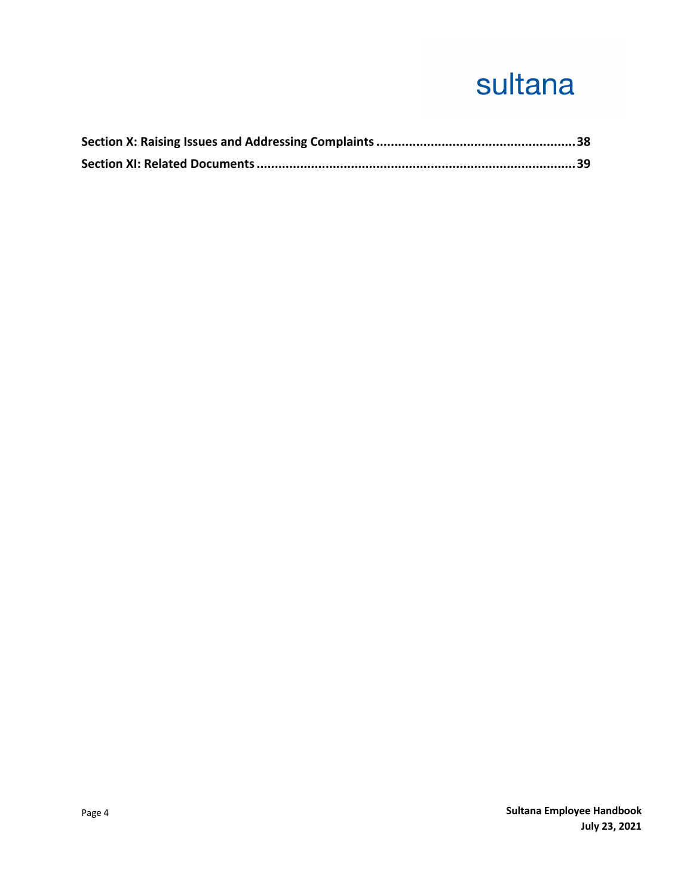**Section X: Raising Issues and Addressing Complaints ...................................................... 38**
**Section XI: Related Documents ...................................................................................... 39**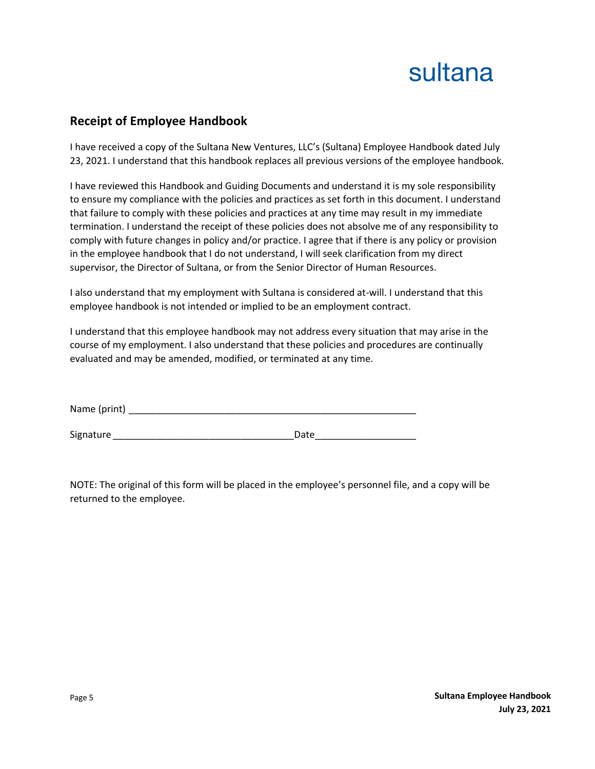sultana

## Receipt of Employee Handbook

I have received a copy of the Sultana New Ventures, LLC's (Sultana) Employee Handbook dated July 23, 2021. I understand that this handbook replaces all previous versions of the employee handbook.

I have reviewed this Handbook and Guiding Documents and understand it is my sole responsibility to ensure my compliance with the policies and practices as set forth in this document. I understand that failure to comply with these policies and practices at any time may result in my immediate termination. I understand the receipt of these policies does not absolve me of any responsibility to comply with future changes in policy and/or practice. I agree that if there is any policy or provision in the employee handbook that I do not understand, I will seek clarification from my direct supervisor, the Director of Sultana, or from the Senior Director of Human Resources.

I also understand that my employment with Sultana is considered at-will. I understand that this employee handbook is not intended or implied to be an employment contract.

I understand that this employee handbook may not address every situation that may arise in the course of my employment. I also understand that these policies and procedures are continually evaluated and may be amended, modified, or terminated at any time.

Name (print) _______________________________________________________

Signature ________________________________Date__________________

NOTE: The original of this form will be placed in the employee's personnel file, and a copy will be returned to the employee.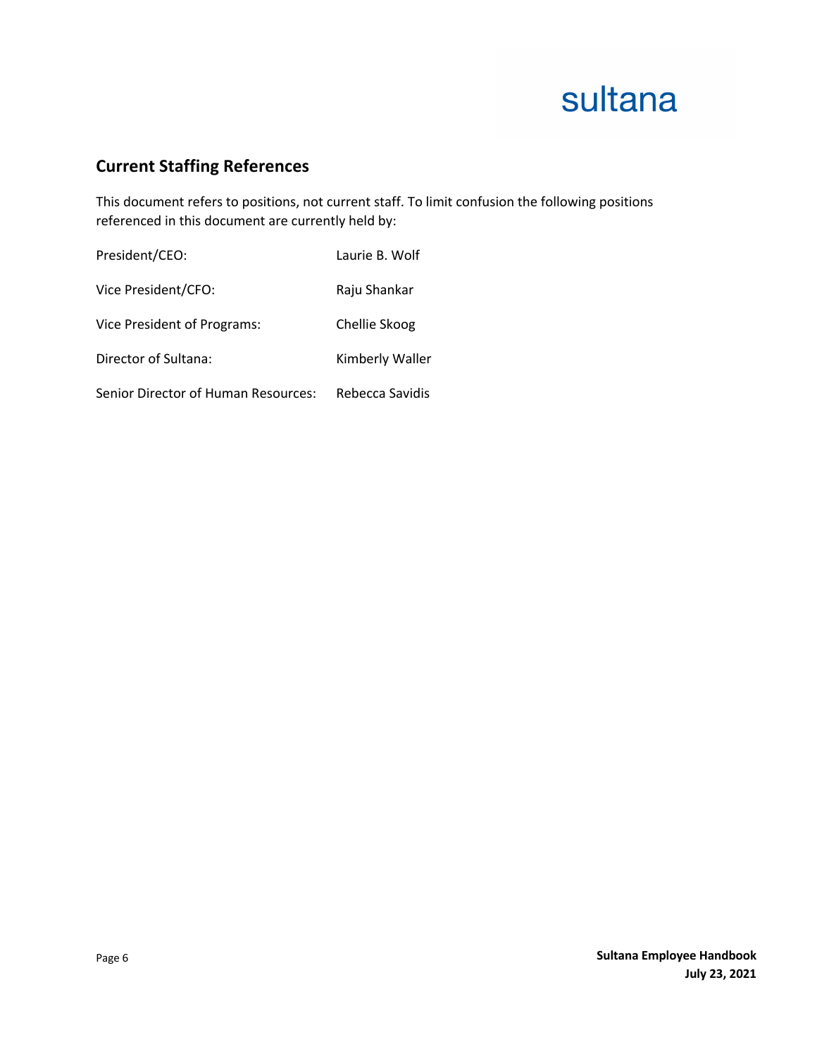## Current Staffing References

This document refers to positions, not current staff. To limit confusion the following positions referenced in this document are currently held by:

| Position | Name |
|---|---|
| President/CEO: | Laurie B. Wolf |
| Vice President/CFO: | Raju Shankar |
| Vice President of Programs: | Chellie Skoog |
| Director of Sultana: | Kimberly Waller |
| Senior Director of Human Resources: | Rebecca Savidis |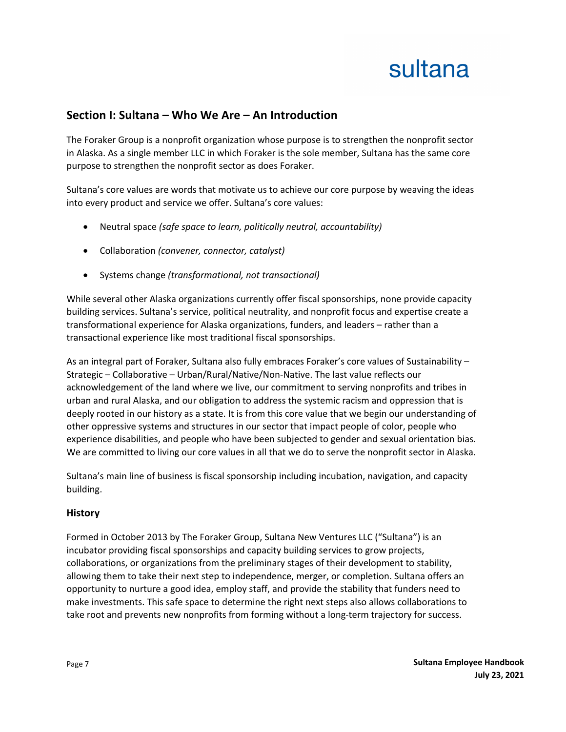## Section I: Sultana – Who We Are – An Introduction

The Foraker Group is a nonprofit organization whose purpose is to strengthen the nonprofit sector in Alaska. As a single member LLC in which Foraker is the sole member, Sultana has the same core purpose to strengthen the nonprofit sector as does Foraker.

Sultana's core values are words that motivate us to achieve our core purpose by weaving the ideas into every product and service we offer. Sultana's core values:

- Neutral space *(safe space to learn, politically neutral, accountability)*
- Collaboration *(convener, connector, catalyst)*
- Systems change *(transformational, not transactional)*

While several other Alaska organizations currently offer fiscal sponsorships, none provide capacity building services. Sultana's service, political neutrality, and nonprofit focus and expertise create a transformational experience for Alaska organizations, funders, and leaders – rather than a transactional experience like most traditional fiscal sponsorships.

As an integral part of Foraker, Sultana also fully embraces Foraker's core values of Sustainability – Strategic – Collaborative – Urban/Rural/Native/Non-Native. The last value reflects our acknowledgement of the land where we live, our commitment to serving nonprofits and tribes in urban and rural Alaska, and our obligation to address the systemic racism and oppression that is deeply rooted in our history as a state. It is from this core value that we begin our understanding of other oppressive systems and structures in our sector that impact people of color, people who experience disabilities, and people who have been subjected to gender and sexual orientation bias. We are committed to living our core values in all that we do to serve the nonprofit sector in Alaska.

Sultana's main line of business is fiscal sponsorship including incubation, navigation, and capacity building.

### History

Formed in October 2013 by The Foraker Group, Sultana New Ventures LLC ("Sultana") is an incubator providing fiscal sponsorships and capacity building services to grow projects, collaborations, or organizations from the preliminary stages of their development to stability, allowing them to take their next step to independence, merger, or completion. Sultana offers an opportunity to nurture a good idea, employ staff, and provide the stability that funders need to make investments. This safe space to determine the right next steps also allows collaborations to take root and prevents new nonprofits from forming without a long-term trajectory for success.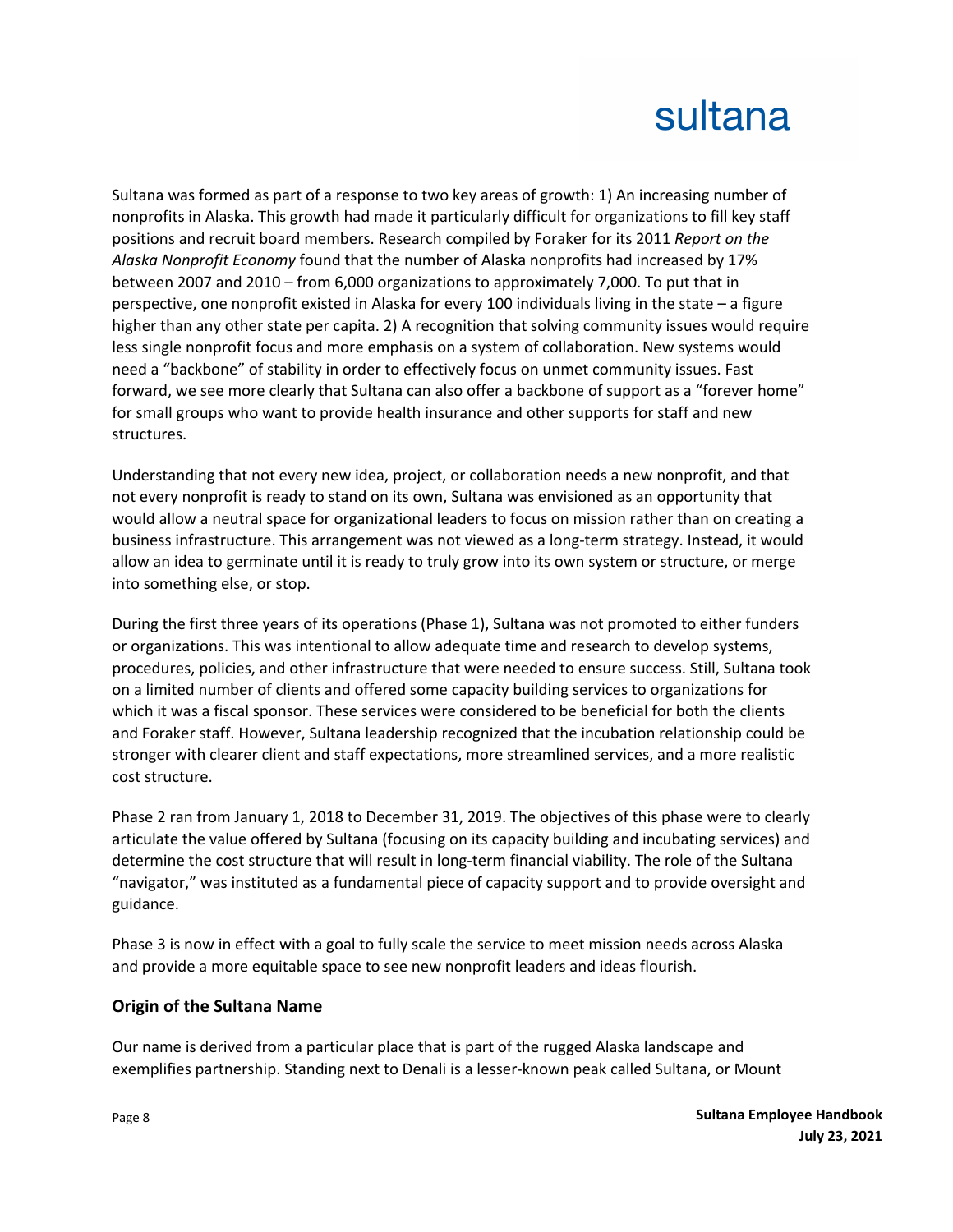Sultana was formed as part of a response to two key areas of growth: 1) An increasing number of nonprofits in Alaska. This growth had made it particularly difficult for organizations to fill key staff positions and recruit board members. Research compiled by Foraker for its 2011 *Report on the Alaska Nonprofit Economy* found that the number of Alaska nonprofits had increased by 17% between 2007 and 2010 – from 6,000 organizations to approximately 7,000. To put that in perspective, one nonprofit existed in Alaska for every 100 individuals living in the state – a figure higher than any other state per capita. 2) A recognition that solving community issues would require less single nonprofit focus and more emphasis on a system of collaboration. New systems would need a "backbone" of stability in order to effectively focus on unmet community issues. Fast forward, we see more clearly that Sultana can also offer a backbone of support as a "forever home" for small groups who want to provide health insurance and other supports for staff and new structures.

Understanding that not every new idea, project, or collaboration needs a new nonprofit, and that not every nonprofit is ready to stand on its own, Sultana was envisioned as an opportunity that would allow a neutral space for organizational leaders to focus on mission rather than on creating a business infrastructure. This arrangement was not viewed as a long-term strategy. Instead, it would allow an idea to germinate until it is ready to truly grow into its own system or structure, or merge into something else, or stop.

During the first three years of its operations (Phase 1), Sultana was not promoted to either funders or organizations. This was intentional to allow adequate time and research to develop systems, procedures, policies, and other infrastructure that were needed to ensure success. Still, Sultana took on a limited number of clients and offered some capacity building services to organizations for which it was a fiscal sponsor. These services were considered to be beneficial for both the clients and Foraker staff. However, Sultana leadership recognized that the incubation relationship could be stronger with clearer client and staff expectations, more streamlined services, and a more realistic cost structure.

Phase 2 ran from January 1, 2018 to December 31, 2019. The objectives of this phase were to clearly articulate the value offered by Sultana (focusing on its capacity building and incubating services) and determine the cost structure that will result in long-term financial viability. The role of the Sultana "navigator," was instituted as a fundamental piece of capacity support and to provide oversight and guidance.

Phase 3 is now in effect with a goal to fully scale the service to meet mission needs across Alaska and provide a more equitable space to see new nonprofit leaders and ideas flourish.

### Origin of the Sultana Name

Our name is derived from a particular place that is part of the rugged Alaska landscape and exemplifies partnership. Standing next to Denali is a lesser-known peak called Sultana, or Mount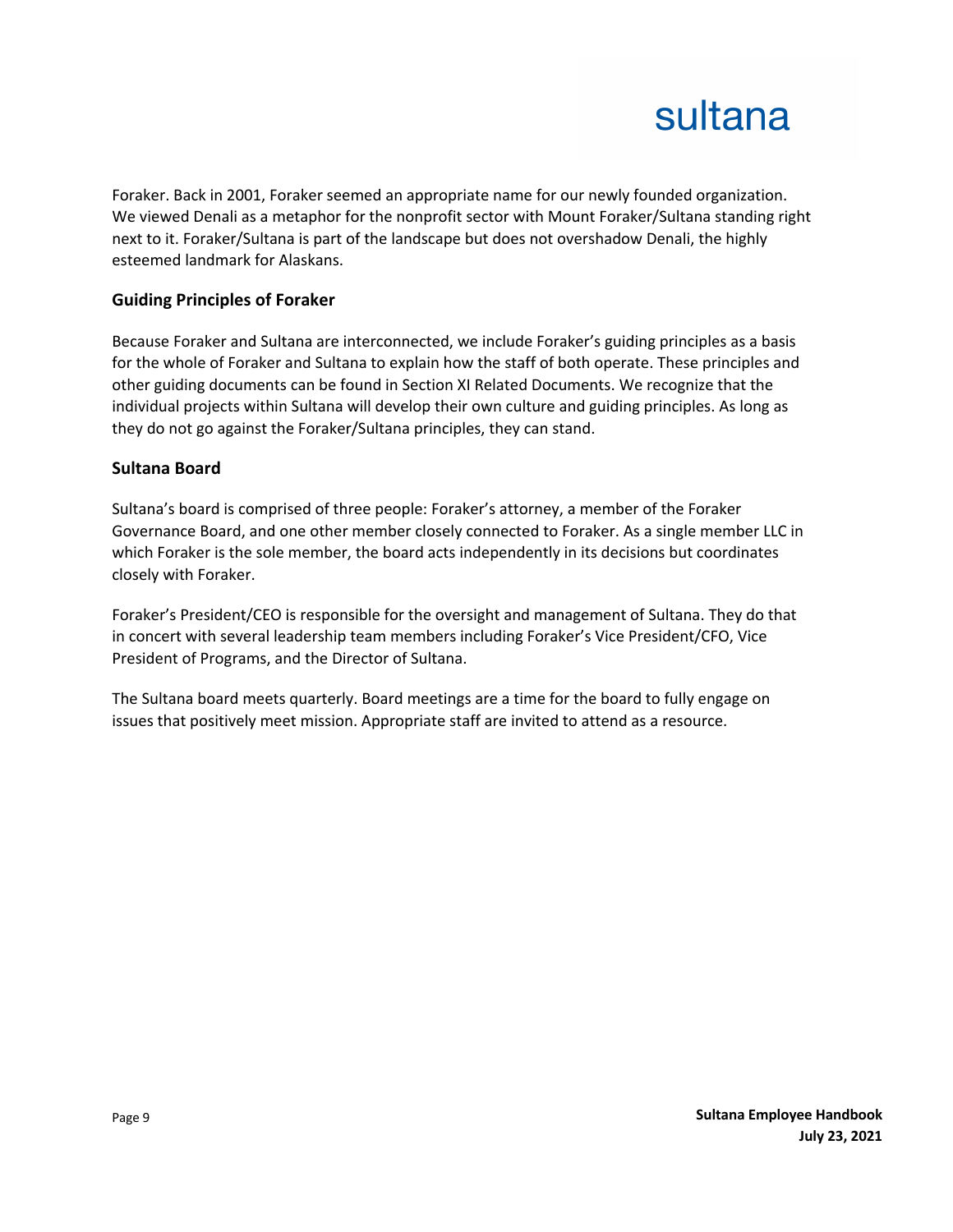Foraker. Back in 2001, Foraker seemed an appropriate name for our newly founded organization. We viewed Denali as a metaphor for the nonprofit sector with Mount Foraker/Sultana standing right next to it. Foraker/Sultana is part of the landscape but does not overshadow Denali, the highly esteemed landmark for Alaskans.

### Guiding Principles of Foraker

Because Foraker and Sultana are interconnected, we include Foraker's guiding principles as a basis for the whole of Foraker and Sultana to explain how the staff of both operate. These principles and other guiding documents can be found in Section XI Related Documents. We recognize that the individual projects within Sultana will develop their own culture and guiding principles. As long as they do not go against the Foraker/Sultana principles, they can stand.

### Sultana Board

Sultana's board is comprised of three people: Foraker's attorney, a member of the Foraker Governance Board, and one other member closely connected to Foraker. As a single member LLC in which Foraker is the sole member, the board acts independently in its decisions but coordinates closely with Foraker.

Foraker's President/CEO is responsible for the oversight and management of Sultana. They do that in concert with several leadership team members including Foraker's Vice President/CFO, Vice President of Programs, and the Director of Sultana.

The Sultana board meets quarterly. Board meetings are a time for the board to fully engage on issues that positively meet mission. Appropriate staff are invited to attend as a resource.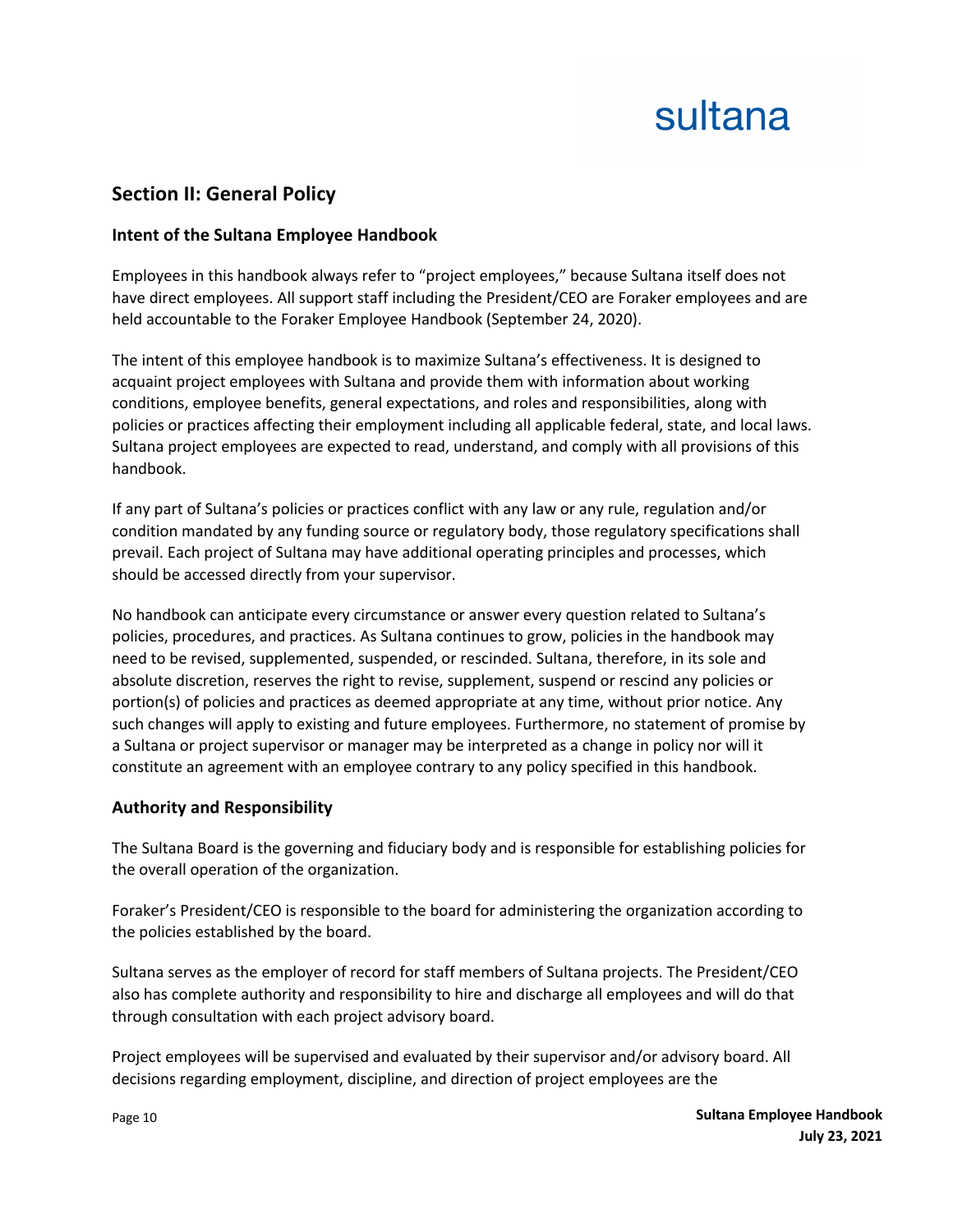## Section II: General Policy

### Intent of the Sultana Employee Handbook

Employees in this handbook always refer to "project employees," because Sultana itself does not have direct employees. All support staff including the President/CEO are Foraker employees and are held accountable to the Foraker Employee Handbook (September 24, 2020).

The intent of this employee handbook is to maximize Sultana's effectiveness. It is designed to acquaint project employees with Sultana and provide them with information about working conditions, employee benefits, general expectations, and roles and responsibilities, along with policies or practices affecting their employment including all applicable federal, state, and local laws. Sultana project employees are expected to read, understand, and comply with all provisions of this handbook.

If any part of Sultana's policies or practices conflict with any law or any rule, regulation and/or condition mandated by any funding source or regulatory body, those regulatory specifications shall prevail. Each project of Sultana may have additional operating principles and processes, which should be accessed directly from your supervisor.

No handbook can anticipate every circumstance or answer every question related to Sultana's policies, procedures, and practices. As Sultana continues to grow, policies in the handbook may need to be revised, supplemented, suspended, or rescinded. Sultana, therefore, in its sole and absolute discretion, reserves the right to revise, supplement, suspend or rescind any policies or portion(s) of policies and practices as deemed appropriate at any time, without prior notice. Any such changes will apply to existing and future employees. Furthermore, no statement of promise by a Sultana or project supervisor or manager may be interpreted as a change in policy nor will it constitute an agreement with an employee contrary to any policy specified in this handbook.

### Authority and Responsibility

The Sultana Board is the governing and fiduciary body and is responsible for establishing policies for the overall operation of the organization.

Foraker's President/CEO is responsible to the board for administering the organization according to the policies established by the board.

Sultana serves as the employer of record for staff members of Sultana projects. The President/CEO also has complete authority and responsibility to hire and discharge all employees and will do that through consultation with each project advisory board.

Project employees will be supervised and evaluated by their supervisor and/or advisory board. All decisions regarding employment, discipline, and direction of project employees are the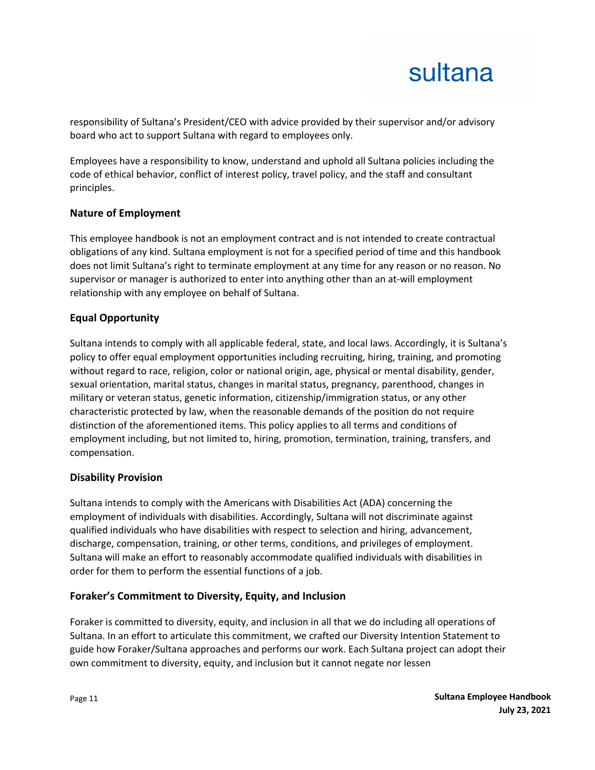responsibility of Sultana's President/CEO with advice provided by their supervisor and/or advisory board who act to support Sultana with regard to employees only.

Employees have a responsibility to know, understand and uphold all Sultana policies including the code of ethical behavior, conflict of interest policy, travel policy, and the staff and consultant principles.

### Nature of Employment

This employee handbook is not an employment contract and is not intended to create contractual obligations of any kind. Sultana employment is not for a specified period of time and this handbook does not limit Sultana's right to terminate employment at any time for any reason or no reason. No supervisor or manager is authorized to enter into anything other than an at-will employment relationship with any employee on behalf of Sultana.

### Equal Opportunity

Sultana intends to comply with all applicable federal, state, and local laws. Accordingly, it is Sultana's policy to offer equal employment opportunities including recruiting, hiring, training, and promoting without regard to race, religion, color or national origin, age, physical or mental disability, gender, sexual orientation, marital status, changes in marital status, pregnancy, parenthood, changes in military or veteran status, genetic information, citizenship/immigration status, or any other characteristic protected by law, when the reasonable demands of the position do not require distinction of the aforementioned items. This policy applies to all terms and conditions of employment including, but not limited to, hiring, promotion, termination, training, transfers, and compensation.

### Disability Provision

Sultana intends to comply with the Americans with Disabilities Act (ADA) concerning the employment of individuals with disabilities. Accordingly, Sultana will not discriminate against qualified individuals who have disabilities with respect to selection and hiring, advancement, discharge, compensation, training, or other terms, conditions, and privileges of employment. Sultana will make an effort to reasonably accommodate qualified individuals with disabilities in order for them to perform the essential functions of a job.

### Foraker's Commitment to Diversity, Equity, and Inclusion

Foraker is committed to diversity, equity, and inclusion in all that we do including all operations of Sultana. In an effort to articulate this commitment, we crafted our Diversity Intention Statement to guide how Foraker/Sultana approaches and performs our work. Each Sultana project can adopt their own commitment to diversity, equity, and inclusion but it cannot negate nor lessen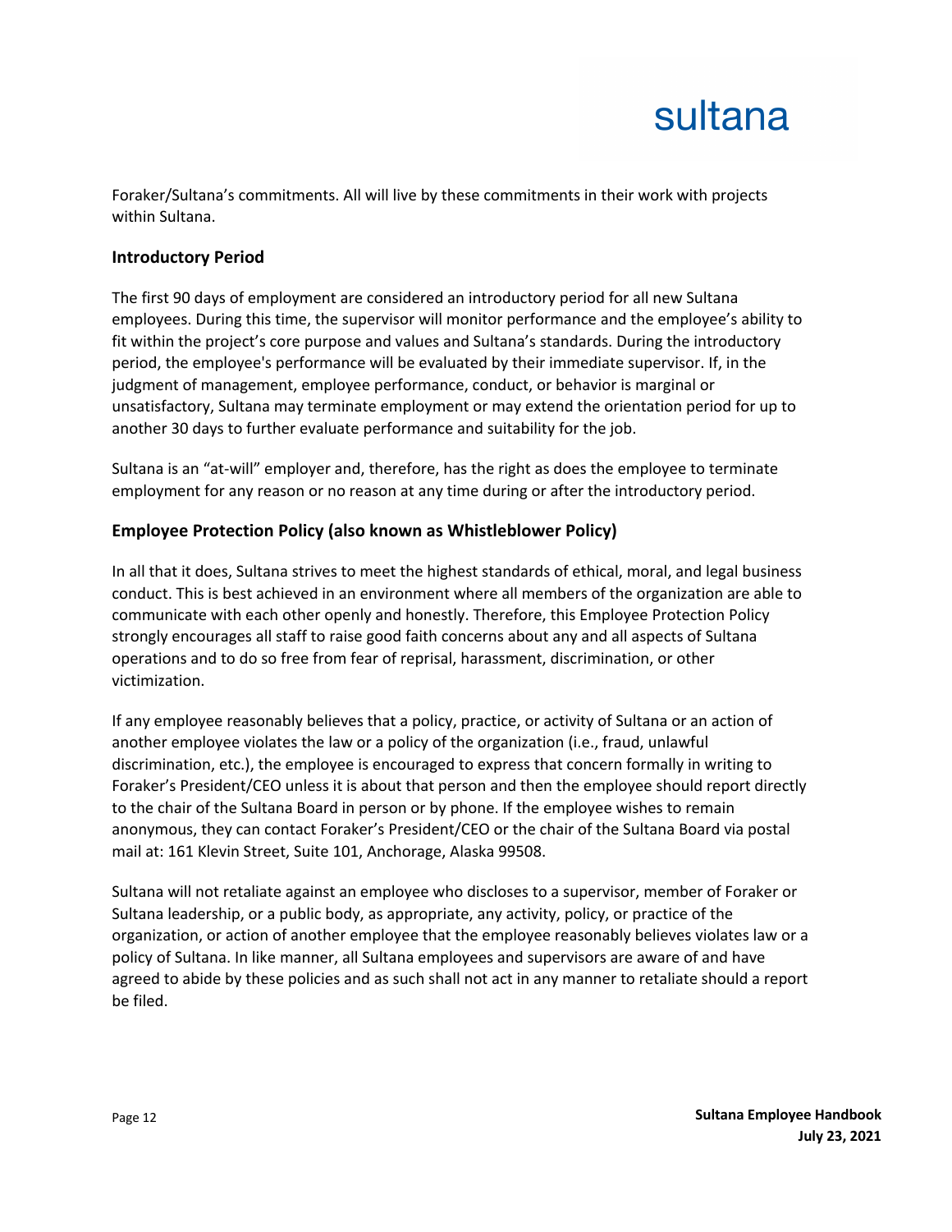Foraker/Sultana's commitments. All will live by these commitments in their work with projects within Sultana.

## Introductory Period

The first 90 days of employment are considered an introductory period for all new Sultana employees. During this time, the supervisor will monitor performance and the employee's ability to fit within the project's core purpose and values and Sultana's standards. During the introductory period, the employee's performance will be evaluated by their immediate supervisor. If, in the judgment of management, employee performance, conduct, or behavior is marginal or unsatisfactory, Sultana may terminate employment or may extend the orientation period for up to another 30 days to further evaluate performance and suitability for the job.

Sultana is an "at-will" employer and, therefore, has the right as does the employee to terminate employment for any reason or no reason at any time during or after the introductory period.

## Employee Protection Policy (also known as Whistleblower Policy)

In all that it does, Sultana strives to meet the highest standards of ethical, moral, and legal business conduct. This is best achieved in an environment where all members of the organization are able to communicate with each other openly and honestly. Therefore, this Employee Protection Policy strongly encourages all staff to raise good faith concerns about any and all aspects of Sultana operations and to do so free from fear of reprisal, harassment, discrimination, or other victimization.

If any employee reasonably believes that a policy, practice, or activity of Sultana or an action of another employee violates the law or a policy of the organization (i.e., fraud, unlawful discrimination, etc.), the employee is encouraged to express that concern formally in writing to Foraker's President/CEO unless it is about that person and then the employee should report directly to the chair of the Sultana Board in person or by phone. If the employee wishes to remain anonymous, they can contact Foraker's President/CEO or the chair of the Sultana Board via postal mail at: 161 Klevin Street, Suite 101, Anchorage, Alaska 99508.

Sultana will not retaliate against an employee who discloses to a supervisor, member of Foraker or Sultana leadership, or a public body, as appropriate, any activity, policy, or practice of the organization, or action of another employee that the employee reasonably believes violates law or a policy of Sultana. In like manner, all Sultana employees and supervisors are aware of and have agreed to abide by these policies and as such shall not act in any manner to retaliate should a report be filed.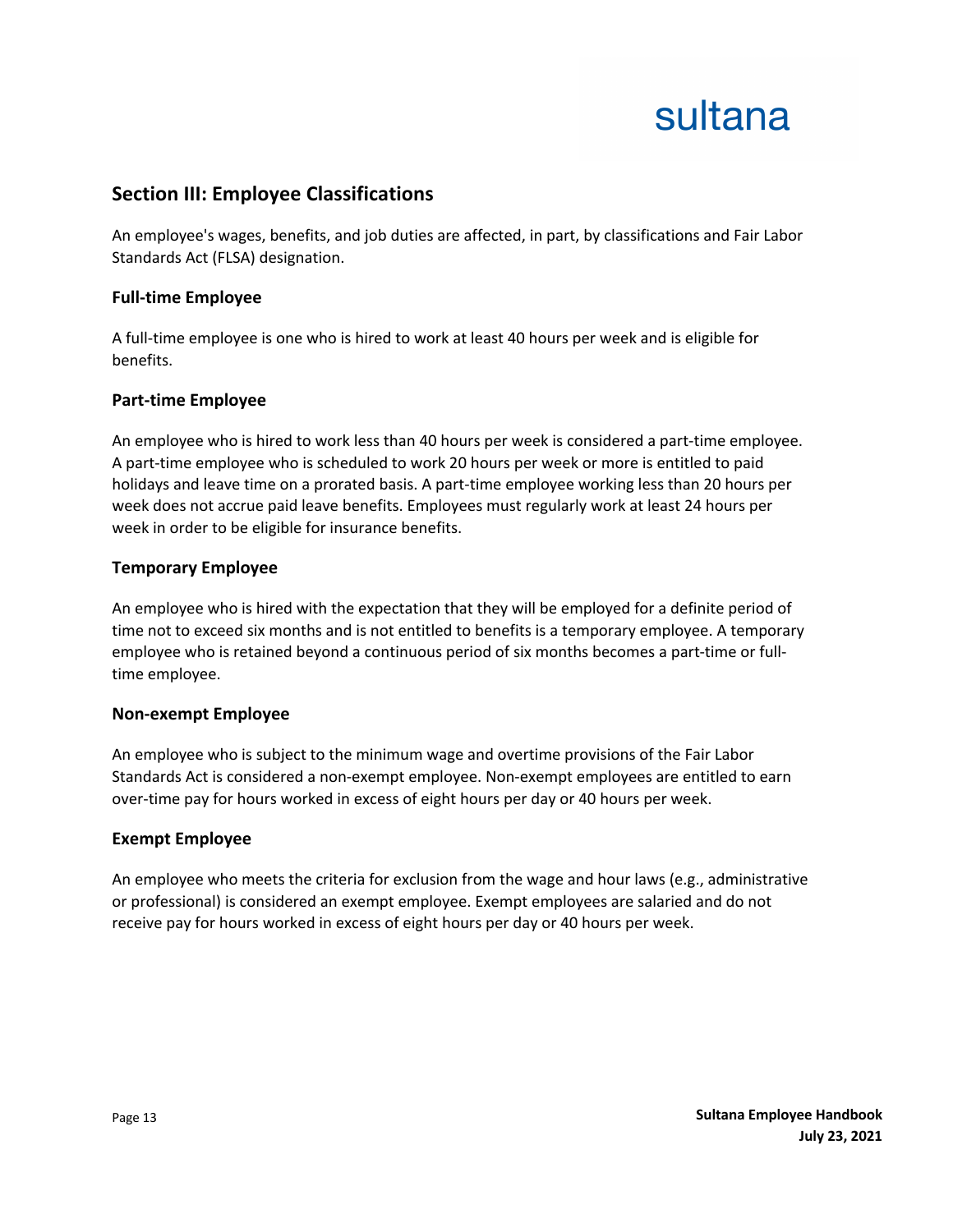## Section III: Employee Classifications

An employee's wages, benefits, and job duties are affected, in part, by classifications and Fair Labor Standards Act (FLSA) designation.

### Full-time Employee

A full-time employee is one who is hired to work at least 40 hours per week and is eligible for benefits.

### Part-time Employee

An employee who is hired to work less than 40 hours per week is considered a part-time employee. A part-time employee who is scheduled to work 20 hours per week or more is entitled to paid holidays and leave time on a prorated basis. A part-time employee working less than 20 hours per week does not accrue paid leave benefits. Employees must regularly work at least 24 hours per week in order to be eligible for insurance benefits.

### Temporary Employee

An employee who is hired with the expectation that they will be employed for a definite period of time not to exceed six months and is not entitled to benefits is a temporary employee. A temporary employee who is retained beyond a continuous period of six months becomes a part-time or full-time employee.

### Non-exempt Employee

An employee who is subject to the minimum wage and overtime provisions of the Fair Labor Standards Act is considered a non-exempt employee. Non-exempt employees are entitled to earn over-time pay for hours worked in excess of eight hours per day or 40 hours per week.

### Exempt Employee

An employee who meets the criteria for exclusion from the wage and hour laws (e.g., administrative or professional) is considered an exempt employee. Exempt employees are salaried and do not receive pay for hours worked in excess of eight hours per day or 40 hours per week.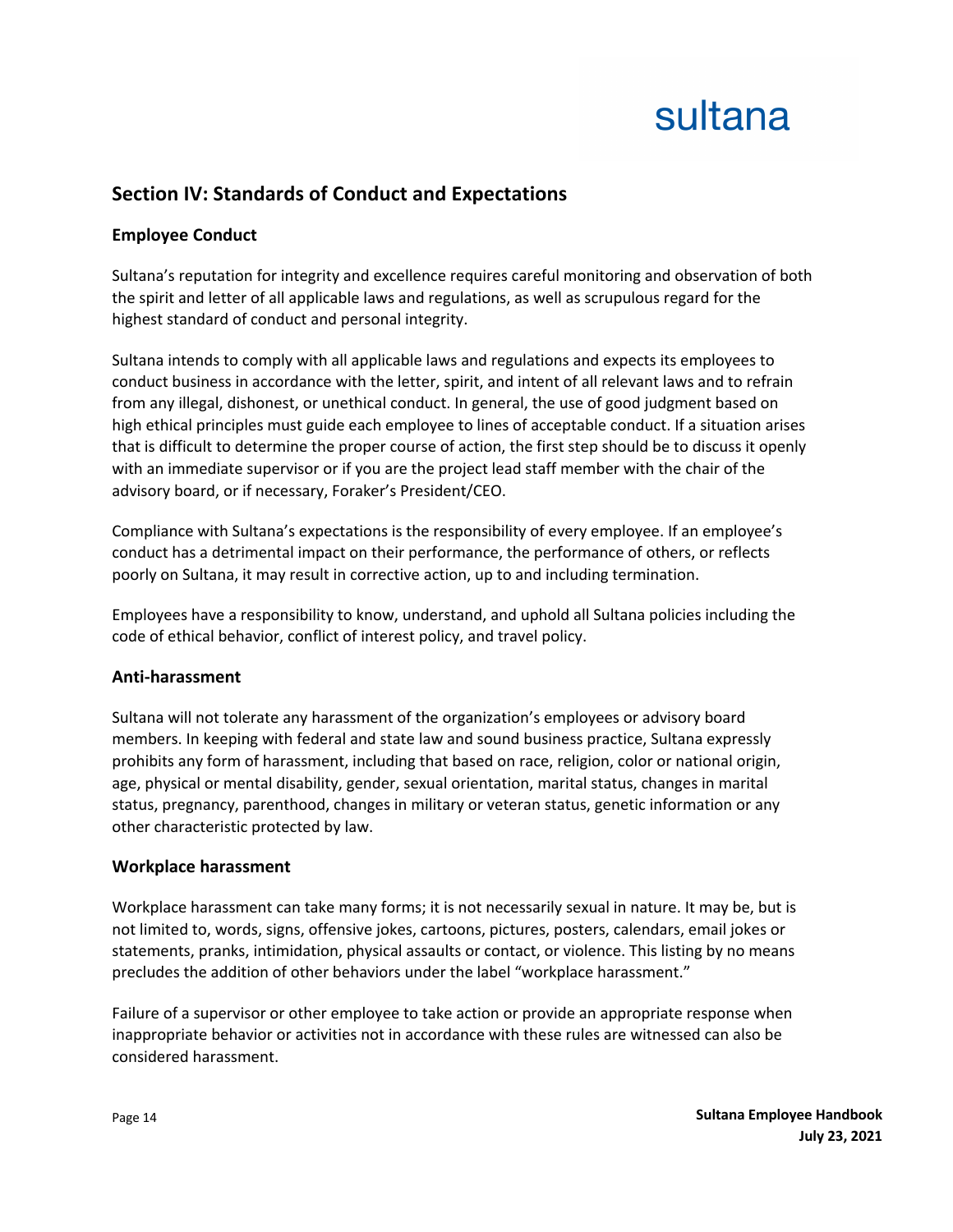## Section IV: Standards of Conduct and Expectations

### Employee Conduct

Sultana's reputation for integrity and excellence requires careful monitoring and observation of both the spirit and letter of all applicable laws and regulations, as well as scrupulous regard for the highest standard of conduct and personal integrity.

Sultana intends to comply with all applicable laws and regulations and expects its employees to conduct business in accordance with the letter, spirit, and intent of all relevant laws and to refrain from any illegal, dishonest, or unethical conduct. In general, the use of good judgment based on high ethical principles must guide each employee to lines of acceptable conduct. If a situation arises that is difficult to determine the proper course of action, the first step should be to discuss it openly with an immediate supervisor or if you are the project lead staff member with the chair of the advisory board, or if necessary, Foraker's President/CEO.

Compliance with Sultana's expectations is the responsibility of every employee. If an employee's conduct has a detrimental impact on their performance, the performance of others, or reflects poorly on Sultana, it may result in corrective action, up to and including termination.

Employees have a responsibility to know, understand, and uphold all Sultana policies including the code of ethical behavior, conflict of interest policy, and travel policy.

### Anti-harassment

Sultana will not tolerate any harassment of the organization's employees or advisory board members. In keeping with federal and state law and sound business practice, Sultana expressly prohibits any form of harassment, including that based on race, religion, color or national origin, age, physical or mental disability, gender, sexual orientation, marital status, changes in marital status, pregnancy, parenthood, changes in military or veteran status, genetic information or any other characteristic protected by law.

### Workplace harassment

Workplace harassment can take many forms; it is not necessarily sexual in nature. It may be, but is not limited to, words, signs, offensive jokes, cartoons, pictures, posters, calendars, email jokes or statements, pranks, intimidation, physical assaults or contact, or violence. This listing by no means precludes the addition of other behaviors under the label "workplace harassment."

Failure of a supervisor or other employee to take action or provide an appropriate response when inappropriate behavior or activities not in accordance with these rules are witnessed can also be considered harassment.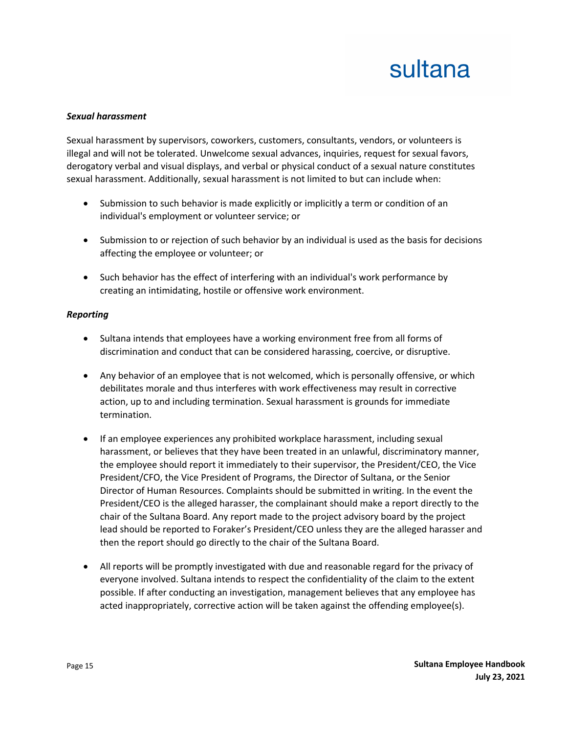***Sexual harassment***

Sexual harassment by supervisors, coworkers, customers, consultants, vendors, or volunteers is illegal and will not be tolerated. Unwelcome sexual advances, inquiries, request for sexual favors, derogatory verbal and visual displays, and verbal or physical conduct of a sexual nature constitutes sexual harassment. Additionally, sexual harassment is not limited to but can include when:

- Submission to such behavior is made explicitly or implicitly a term or condition of an individual's employment or volunteer service; or
- Submission to or rejection of such behavior by an individual is used as the basis for decisions affecting the employee or volunteer; or
- Such behavior has the effect of interfering with an individual's work performance by creating an intimidating, hostile or offensive work environment.

***Reporting***

- Sultana intends that employees have a working environment free from all forms of discrimination and conduct that can be considered harassing, coercive, or disruptive.
- Any behavior of an employee that is not welcomed, which is personally offensive, or which debilitates morale and thus interferes with work effectiveness may result in corrective action, up to and including termination. Sexual harassment is grounds for immediate termination.
- If an employee experiences any prohibited workplace harassment, including sexual harassment, or believes that they have been treated in an unlawful, discriminatory manner, the employee should report it immediately to their supervisor, the President/CEO, the Vice President/CFO, the Vice President of Programs, the Director of Sultana, or the Senior Director of Human Resources. Complaints should be submitted in writing. In the event the President/CEO is the alleged harasser, the complainant should make a report directly to the chair of the Sultana Board. Any report made to the project advisory board by the project lead should be reported to Foraker's President/CEO unless they are the alleged harasser and then the report should go directly to the chair of the Sultana Board.
- All reports will be promptly investigated with due and reasonable regard for the privacy of everyone involved. Sultana intends to respect the confidentiality of the claim to the extent possible. If after conducting an investigation, management believes that any employee has acted inappropriately, corrective action will be taken against the offending employee(s).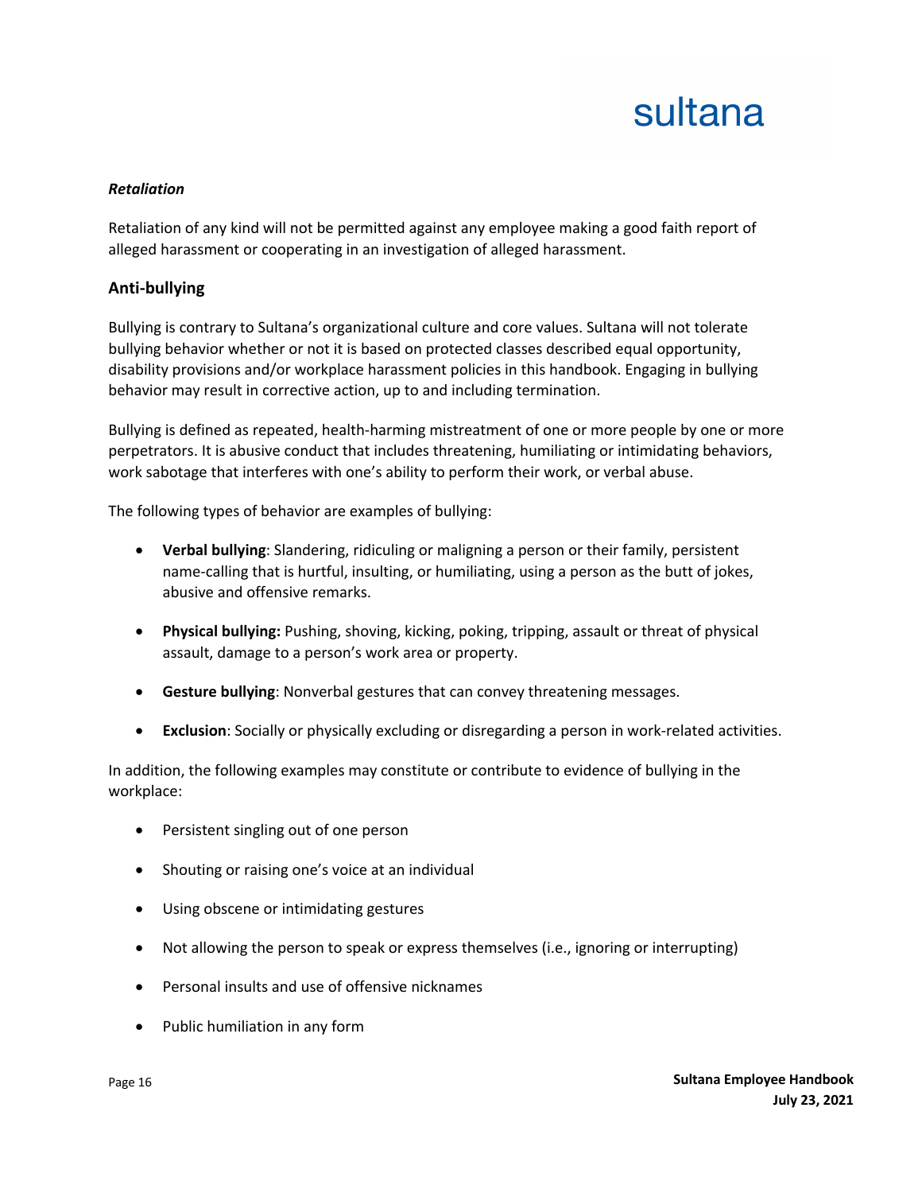***Retaliation***

Retaliation of any kind will not be permitted against any employee making a good faith report of alleged harassment or cooperating in an investigation of alleged harassment.

## Anti-bullying

Bullying is contrary to Sultana's organizational culture and core values. Sultana will not tolerate bullying behavior whether or not it is based on protected classes described equal opportunity, disability provisions and/or workplace harassment policies in this handbook. Engaging in bullying behavior may result in corrective action, up to and including termination.

Bullying is defined as repeated, health-harming mistreatment of one or more people by one or more perpetrators. It is abusive conduct that includes threatening, humiliating or intimidating behaviors, work sabotage that interferes with one's ability to perform their work, or verbal abuse.

The following types of behavior are examples of bullying:

- **Verbal bullying**: Slandering, ridiculing or maligning a person or their family, persistent name-calling that is hurtful, insulting, or humiliating, using a person as the butt of jokes, abusive and offensive remarks.
- **Physical bullying:** Pushing, shoving, kicking, poking, tripping, assault or threat of physical assault, damage to a person's work area or property.
- **Gesture bullying**: Nonverbal gestures that can convey threatening messages.
- **Exclusion**: Socially or physically excluding or disregarding a person in work-related activities.

In addition, the following examples may constitute or contribute to evidence of bullying in the workplace:

- Persistent singling out of one person
- Shouting or raising one's voice at an individual
- Using obscene or intimidating gestures
- Not allowing the person to speak or express themselves (i.e., ignoring or interrupting)
- Personal insults and use of offensive nicknames
- Public humiliation in any form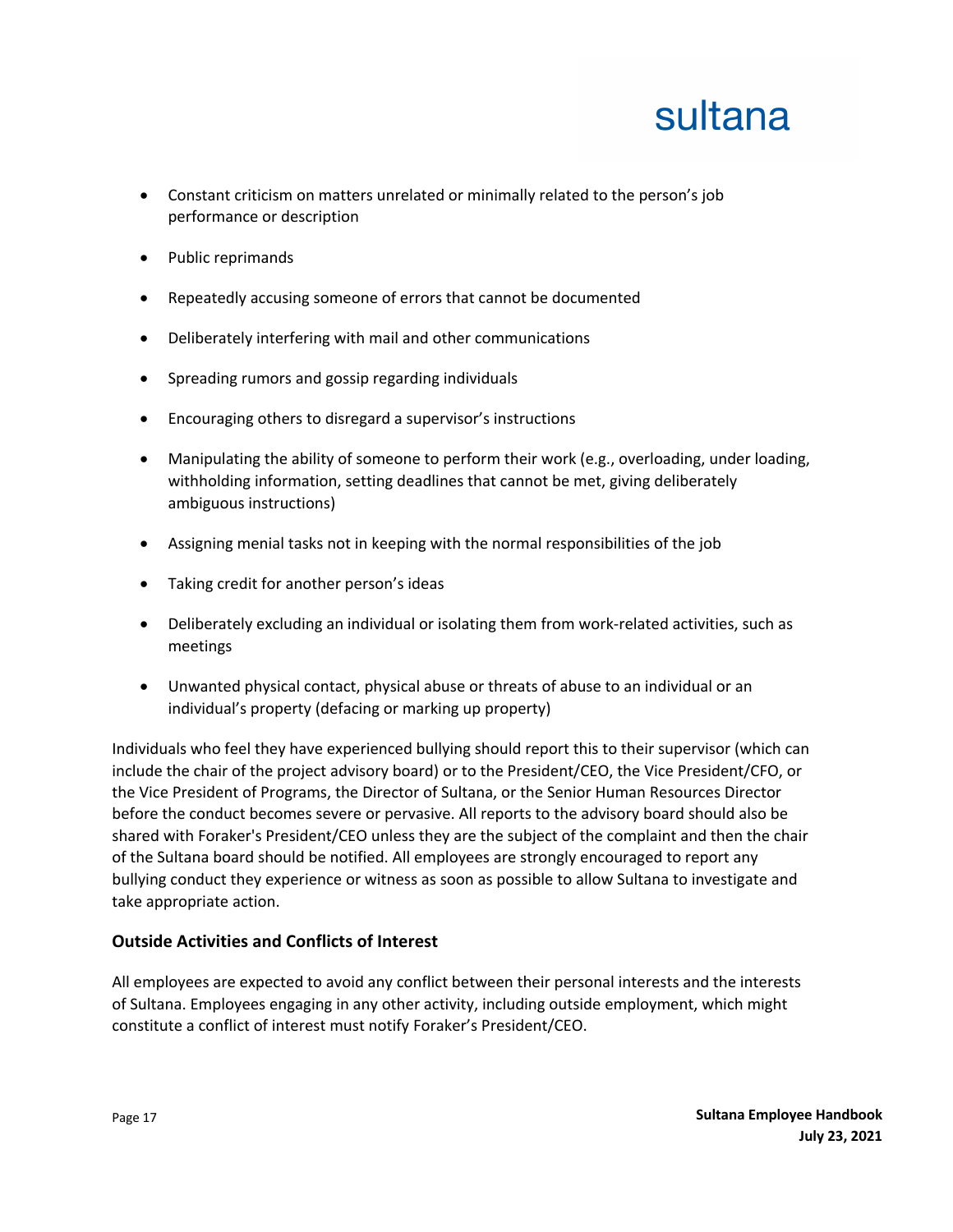- Constant criticism on matters unrelated or minimally related to the person's job performance or description
- Public reprimands
- Repeatedly accusing someone of errors that cannot be documented
- Deliberately interfering with mail and other communications
- Spreading rumors and gossip regarding individuals
- Encouraging others to disregard a supervisor's instructions
- Manipulating the ability of someone to perform their work (e.g., overloading, under loading, withholding information, setting deadlines that cannot be met, giving deliberately ambiguous instructions)
- Assigning menial tasks not in keeping with the normal responsibilities of the job
- Taking credit for another person's ideas
- Deliberately excluding an individual or isolating them from work-related activities, such as meetings
- Unwanted physical contact, physical abuse or threats of abuse to an individual or an individual's property (defacing or marking up property)

Individuals who feel they have experienced bullying should report this to their supervisor (which can include the chair of the project advisory board) or to the President/CEO, the Vice President/CFO, or the Vice President of Programs, the Director of Sultana, or the Senior Human Resources Director before the conduct becomes severe or pervasive. All reports to the advisory board should also be shared with Foraker's President/CEO unless they are the subject of the complaint and then the chair of the Sultana board should be notified. All employees are strongly encouraged to report any bullying conduct they experience or witness as soon as possible to allow Sultana to investigate and take appropriate action.

### Outside Activities and Conflicts of Interest

All employees are expected to avoid any conflict between their personal interests and the interests of Sultana. Employees engaging in any other activity, including outside employment, which might constitute a conflict of interest must notify Foraker's President/CEO.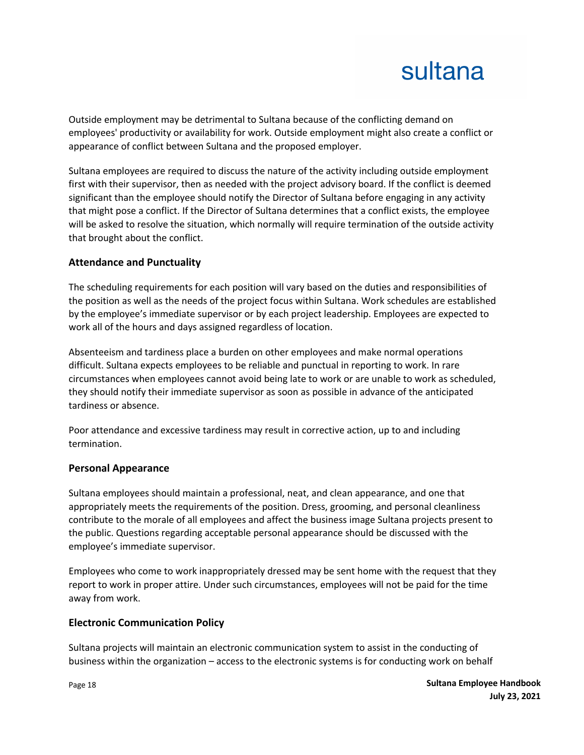Outside employment may be detrimental to Sultana because of the conflicting demand on employees' productivity or availability for work. Outside employment might also create a conflict or appearance of conflict between Sultana and the proposed employer.

Sultana employees are required to discuss the nature of the activity including outside employment first with their supervisor, then as needed with the project advisory board. If the conflict is deemed significant than the employee should notify the Director of Sultana before engaging in any activity that might pose a conflict. If the Director of Sultana determines that a conflict exists, the employee will be asked to resolve the situation, which normally will require termination of the outside activity that brought about the conflict.

### Attendance and Punctuality

The scheduling requirements for each position will vary based on the duties and responsibilities of the position as well as the needs of the project focus within Sultana. Work schedules are established by the employee's immediate supervisor or by each project leadership. Employees are expected to work all of the hours and days assigned regardless of location.

Absenteeism and tardiness place a burden on other employees and make normal operations difficult. Sultana expects employees to be reliable and punctual in reporting to work. In rare circumstances when employees cannot avoid being late to work or are unable to work as scheduled, they should notify their immediate supervisor as soon as possible in advance of the anticipated tardiness or absence.

Poor attendance and excessive tardiness may result in corrective action, up to and including termination.

### Personal Appearance

Sultana employees should maintain a professional, neat, and clean appearance, and one that appropriately meets the requirements of the position. Dress, grooming, and personal cleanliness contribute to the morale of all employees and affect the business image Sultana projects present to the public. Questions regarding acceptable personal appearance should be discussed with the employee's immediate supervisor.

Employees who come to work inappropriately dressed may be sent home with the request that they report to work in proper attire. Under such circumstances, employees will not be paid for the time away from work.

### Electronic Communication Policy

Sultana projects will maintain an electronic communication system to assist in the conducting of business within the organization – access to the electronic systems is for conducting work on behalf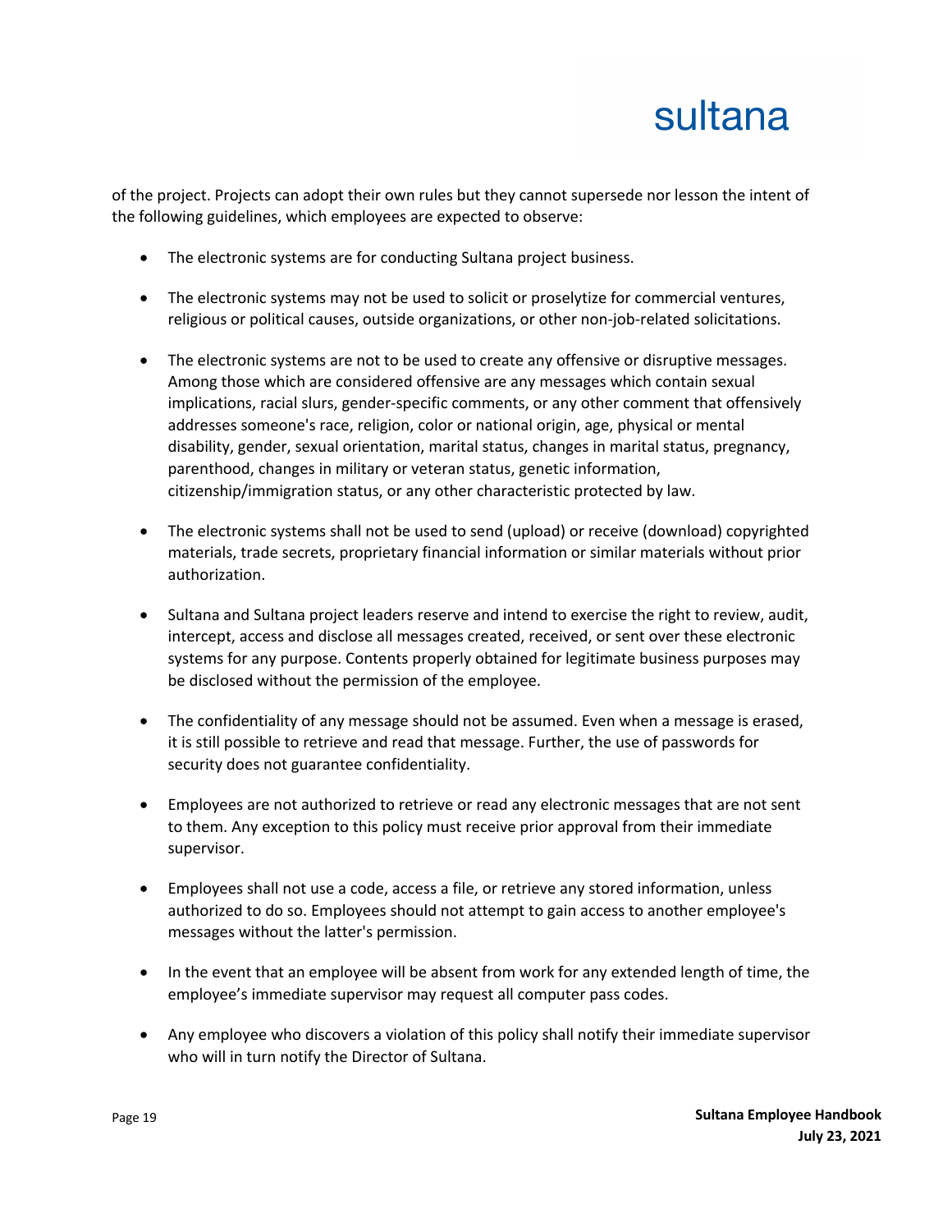of the project. Projects can adopt their own rules but they cannot supersede nor lesson the intent of the following guidelines, which employees are expected to observe:

- The electronic systems are for conducting Sultana project business.
- The electronic systems may not be used to solicit or proselytize for commercial ventures, religious or political causes, outside organizations, or other non-job-related solicitations.
- The electronic systems are not to be used to create any offensive or disruptive messages. Among those which are considered offensive are any messages which contain sexual implications, racial slurs, gender-specific comments, or any other comment that offensively addresses someone's race, religion, color or national origin, age, physical or mental disability, gender, sexual orientation, marital status, changes in marital status, pregnancy, parenthood, changes in military or veteran status, genetic information, citizenship/immigration status, or any other characteristic protected by law.
- The electronic systems shall not be used to send (upload) or receive (download) copyrighted materials, trade secrets, proprietary financial information or similar materials without prior authorization.
- Sultana and Sultana project leaders reserve and intend to exercise the right to review, audit, intercept, access and disclose all messages created, received, or sent over these electronic systems for any purpose. Contents properly obtained for legitimate business purposes may be disclosed without the permission of the employee.
- The confidentiality of any message should not be assumed. Even when a message is erased, it is still possible to retrieve and read that message. Further, the use of passwords for security does not guarantee confidentiality.
- Employees are not authorized to retrieve or read any electronic messages that are not sent to them. Any exception to this policy must receive prior approval from their immediate supervisor.
- Employees shall not use a code, access a file, or retrieve any stored information, unless authorized to do so. Employees should not attempt to gain access to another employee's messages without the latter's permission.
- In the event that an employee will be absent from work for any extended length of time, the employee's immediate supervisor may request all computer pass codes.
- Any employee who discovers a violation of this policy shall notify their immediate supervisor who will in turn notify the Director of Sultana.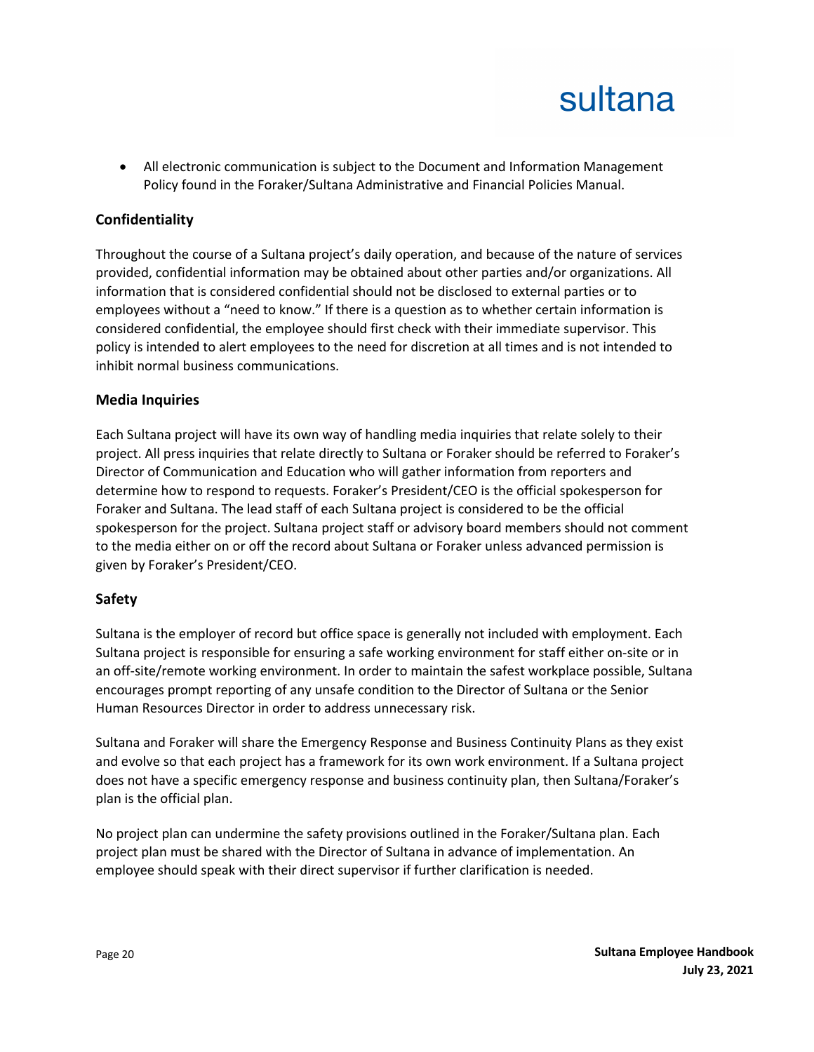- All electronic communication is subject to the Document and Information Management Policy found in the Foraker/Sultana Administrative and Financial Policies Manual.

## Confidentiality

Throughout the course of a Sultana project's daily operation, and because of the nature of services provided, confidential information may be obtained about other parties and/or organizations. All information that is considered confidential should not be disclosed to external parties or to employees without a "need to know." If there is a question as to whether certain information is considered confidential, the employee should first check with their immediate supervisor. This policy is intended to alert employees to the need for discretion at all times and is not intended to inhibit normal business communications.

## Media Inquiries

Each Sultana project will have its own way of handling media inquiries that relate solely to their project. All press inquiries that relate directly to Sultana or Foraker should be referred to Foraker's Director of Communication and Education who will gather information from reporters and determine how to respond to requests. Foraker's President/CEO is the official spokesperson for Foraker and Sultana. The lead staff of each Sultana project is considered to be the official spokesperson for the project. Sultana project staff or advisory board members should not comment to the media either on or off the record about Sultana or Foraker unless advanced permission is given by Foraker's President/CEO.

## Safety

Sultana is the employer of record but office space is generally not included with employment. Each Sultana project is responsible for ensuring a safe working environment for staff either on-site or in an off-site/remote working environment. In order to maintain the safest workplace possible, Sultana encourages prompt reporting of any unsafe condition to the Director of Sultana or the Senior Human Resources Director in order to address unnecessary risk.

Sultana and Foraker will share the Emergency Response and Business Continuity Plans as they exist and evolve so that each project has a framework for its own work environment. If a Sultana project does not have a specific emergency response and business continuity plan, then Sultana/Foraker's plan is the official plan.

No project plan can undermine the safety provisions outlined in the Foraker/Sultana plan. Each project plan must be shared with the Director of Sultana in advance of implementation. An employee should speak with their direct supervisor if further clarification is needed.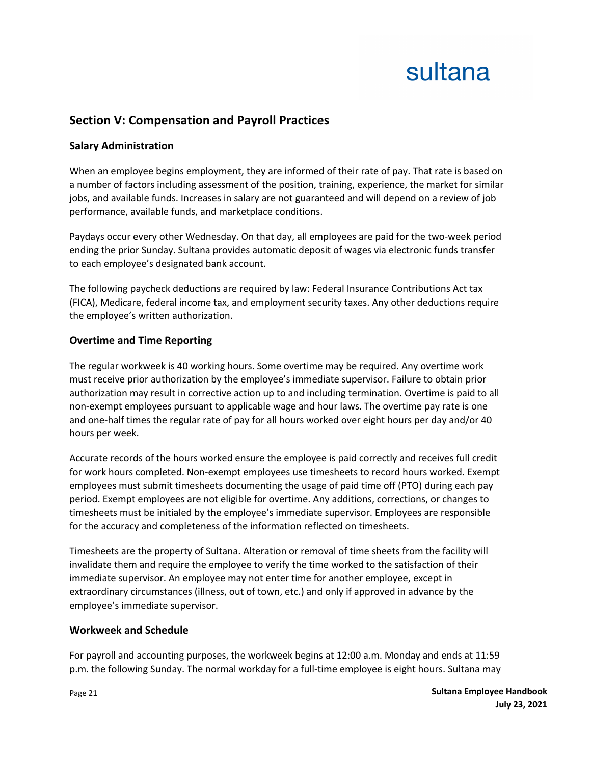## Section V: Compensation and Payroll Practices

### Salary Administration

When an employee begins employment, they are informed of their rate of pay. That rate is based on a number of factors including assessment of the position, training, experience, the market for similar jobs, and available funds. Increases in salary are not guaranteed and will depend on a review of job performance, available funds, and marketplace conditions.

Paydays occur every other Wednesday. On that day, all employees are paid for the two-week period ending the prior Sunday. Sultana provides automatic deposit of wages via electronic funds transfer to each employee's designated bank account.

The following paycheck deductions are required by law: Federal Insurance Contributions Act tax (FICA), Medicare, federal income tax, and employment security taxes. Any other deductions require the employee's written authorization.

### Overtime and Time Reporting

The regular workweek is 40 working hours. Some overtime may be required. Any overtime work must receive prior authorization by the employee's immediate supervisor. Failure to obtain prior authorization may result in corrective action up to and including termination. Overtime is paid to all non-exempt employees pursuant to applicable wage and hour laws. The overtime pay rate is one and one-half times the regular rate of pay for all hours worked over eight hours per day and/or 40 hours per week.

Accurate records of the hours worked ensure the employee is paid correctly and receives full credit for work hours completed. Non-exempt employees use timesheets to record hours worked. Exempt employees must submit timesheets documenting the usage of paid time off (PTO) during each pay period. Exempt employees are not eligible for overtime. Any additions, corrections, or changes to timesheets must be initialed by the employee's immediate supervisor. Employees are responsible for the accuracy and completeness of the information reflected on timesheets.

Timesheets are the property of Sultana. Alteration or removal of time sheets from the facility will invalidate them and require the employee to verify the time worked to the satisfaction of their immediate supervisor. An employee may not enter time for another employee, except in extraordinary circumstances (illness, out of town, etc.) and only if approved in advance by the employee's immediate supervisor.

### Workweek and Schedule

For payroll and accounting purposes, the workweek begins at 12:00 a.m. Monday and ends at 11:59 p.m. the following Sunday. The normal workday for a full-time employee is eight hours. Sultana may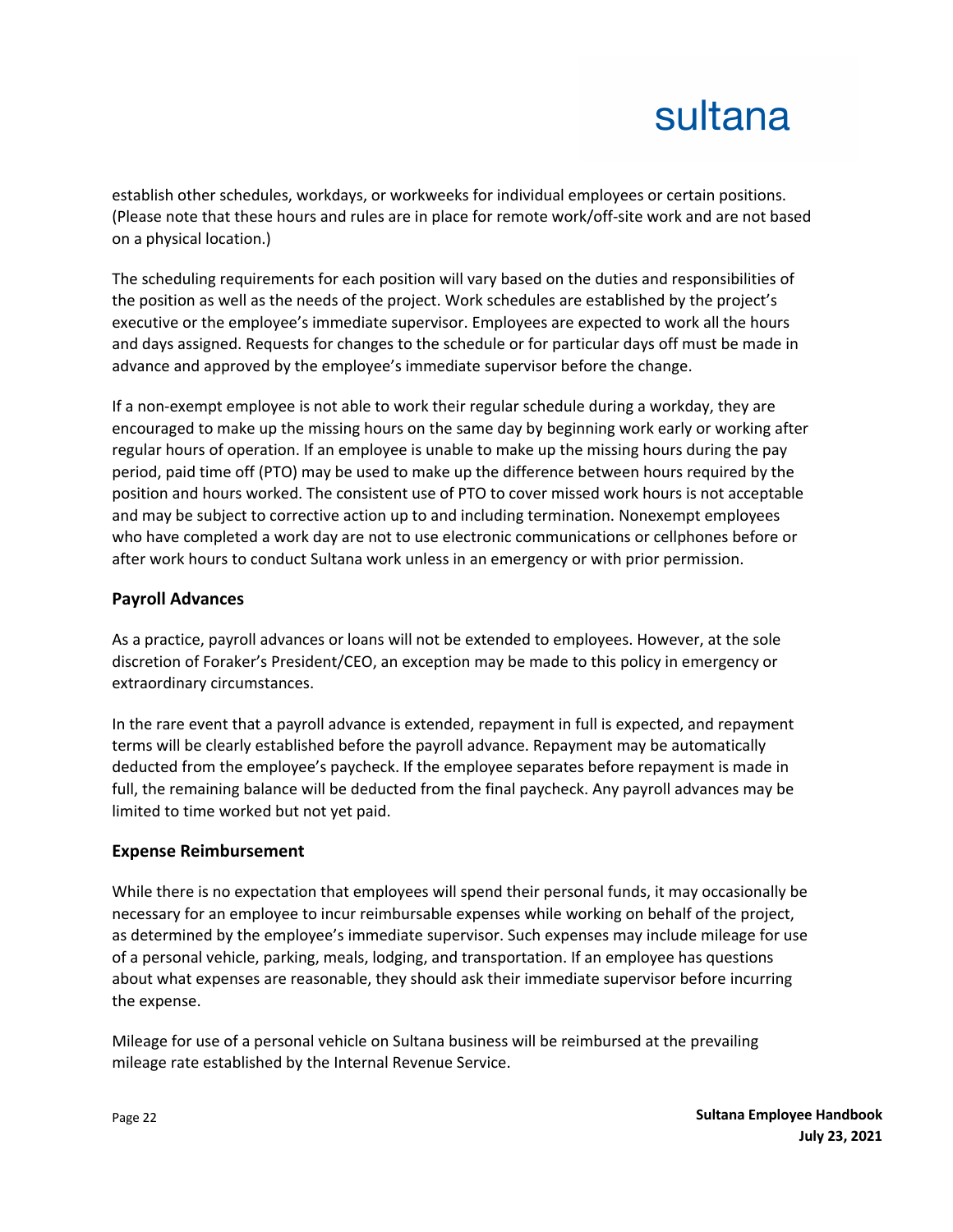establish other schedules, workdays, or workweeks for individual employees or certain positions. (Please note that these hours and rules are in place for remote work/off-site work and are not based on a physical location.)

The scheduling requirements for each position will vary based on the duties and responsibilities of the position as well as the needs of the project. Work schedules are established by the project's executive or the employee's immediate supervisor. Employees are expected to work all the hours and days assigned. Requests for changes to the schedule or for particular days off must be made in advance and approved by the employee's immediate supervisor before the change.

If a non-exempt employee is not able to work their regular schedule during a workday, they are encouraged to make up the missing hours on the same day by beginning work early or working after regular hours of operation. If an employee is unable to make up the missing hours during the pay period, paid time off (PTO) may be used to make up the difference between hours required by the position and hours worked. The consistent use of PTO to cover missed work hours is not acceptable and may be subject to corrective action up to and including termination. Nonexempt employees who have completed a work day are not to use electronic communications or cellphones before or after work hours to conduct Sultana work unless in an emergency or with prior permission.

### Payroll Advances

As a practice, payroll advances or loans will not be extended to employees. However, at the sole discretion of Foraker's President/CEO, an exception may be made to this policy in emergency or extraordinary circumstances.

In the rare event that a payroll advance is extended, repayment in full is expected, and repayment terms will be clearly established before the payroll advance. Repayment may be automatically deducted from the employee's paycheck. If the employee separates before repayment is made in full, the remaining balance will be deducted from the final paycheck. Any payroll advances may be limited to time worked but not yet paid.

### Expense Reimbursement

While there is no expectation that employees will spend their personal funds, it may occasionally be necessary for an employee to incur reimbursable expenses while working on behalf of the project, as determined by the employee's immediate supervisor. Such expenses may include mileage for use of a personal vehicle, parking, meals, lodging, and transportation. If an employee has questions about what expenses are reasonable, they should ask their immediate supervisor before incurring the expense.

Mileage for use of a personal vehicle on Sultana business will be reimbursed at the prevailing mileage rate established by the Internal Revenue Service.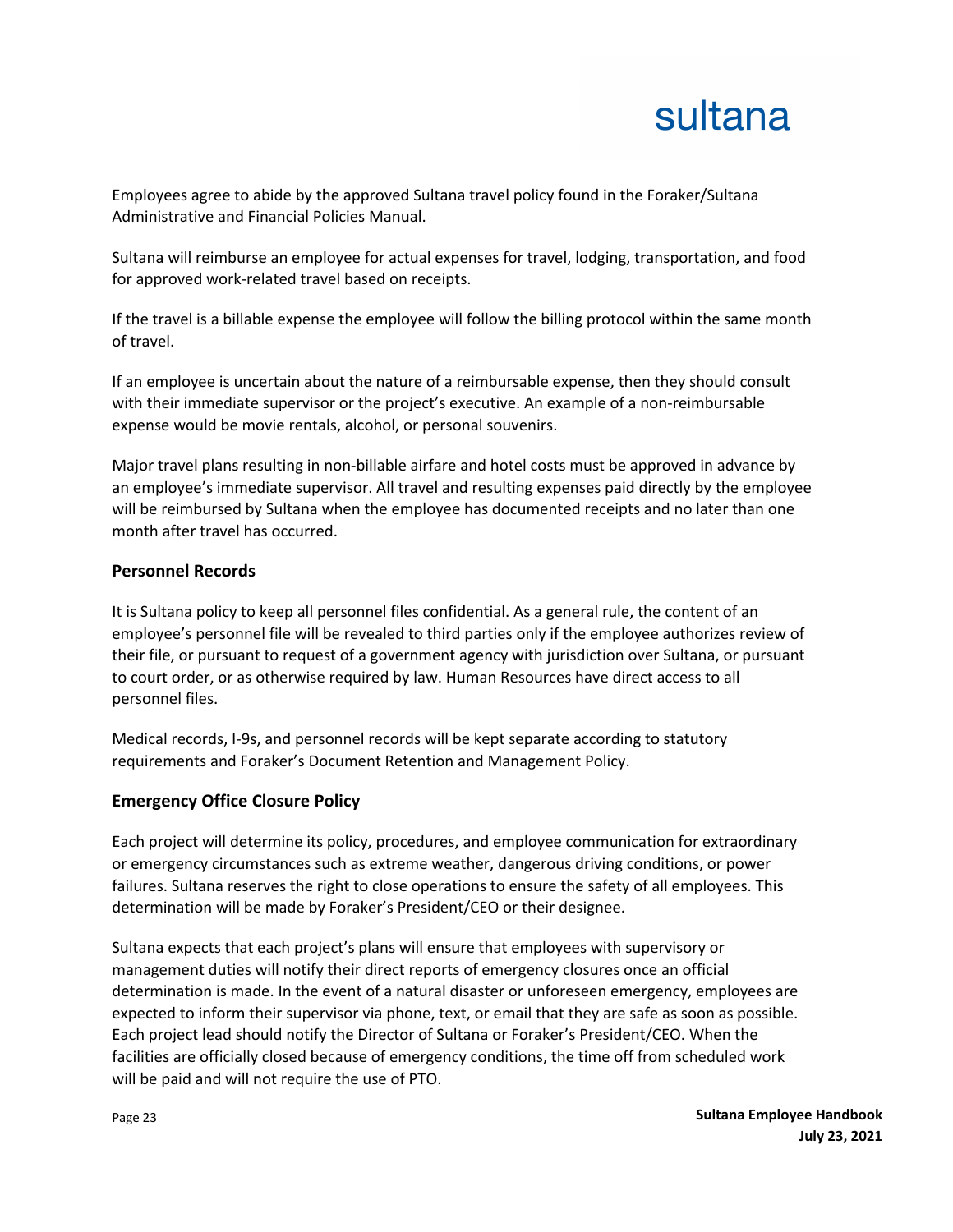Employees agree to abide by the approved Sultana travel policy found in the Foraker/Sultana Administrative and Financial Policies Manual.

Sultana will reimburse an employee for actual expenses for travel, lodging, transportation, and food for approved work-related travel based on receipts.

If the travel is a billable expense the employee will follow the billing protocol within the same month of travel.

If an employee is uncertain about the nature of a reimbursable expense, then they should consult with their immediate supervisor or the project's executive. An example of a non-reimbursable expense would be movie rentals, alcohol, or personal souvenirs.

Major travel plans resulting in non-billable airfare and hotel costs must be approved in advance by an employee's immediate supervisor. All travel and resulting expenses paid directly by the employee will be reimbursed by Sultana when the employee has documented receipts and no later than one month after travel has occurred.

## Personnel Records

It is Sultana policy to keep all personnel files confidential. As a general rule, the content of an employee's personnel file will be revealed to third parties only if the employee authorizes review of their file, or pursuant to request of a government agency with jurisdiction over Sultana, or pursuant to court order, or as otherwise required by law. Human Resources have direct access to all personnel files.

Medical records, I-9s, and personnel records will be kept separate according to statutory requirements and Foraker's Document Retention and Management Policy.

## Emergency Office Closure Policy

Each project will determine its policy, procedures, and employee communication for extraordinary or emergency circumstances such as extreme weather, dangerous driving conditions, or power failures. Sultana reserves the right to close operations to ensure the safety of all employees. This determination will be made by Foraker's President/CEO or their designee.

Sultana expects that each project's plans will ensure that employees with supervisory or management duties will notify their direct reports of emergency closures once an official determination is made. In the event of a natural disaster or unforeseen emergency, employees are expected to inform their supervisor via phone, text, or email that they are safe as soon as possible. Each project lead should notify the Director of Sultana or Foraker's President/CEO. When the facilities are officially closed because of emergency conditions, the time off from scheduled work will be paid and will not require the use of PTO.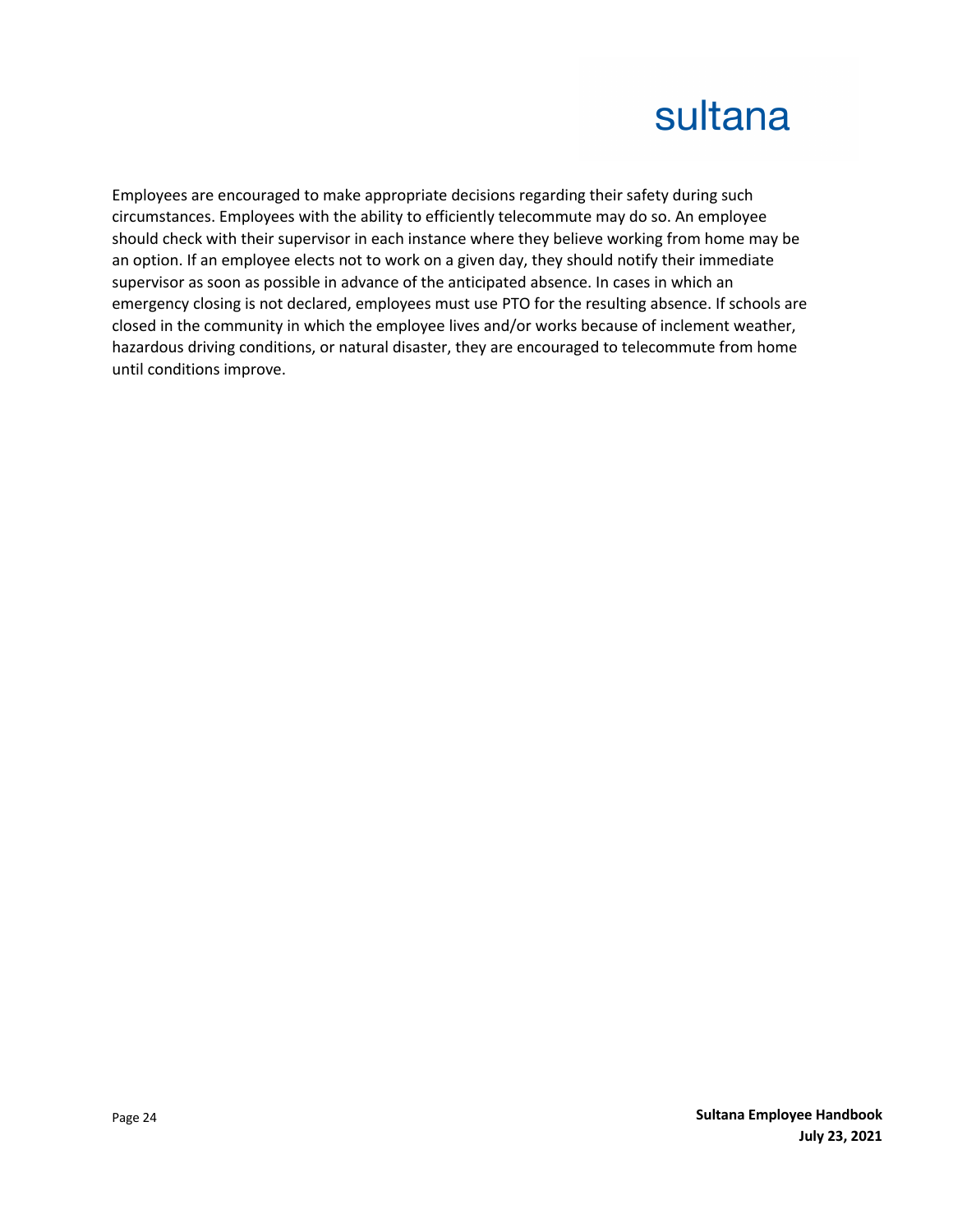Employees are encouraged to make appropriate decisions regarding their safety during such circumstances. Employees with the ability to efficiently telecommute may do so. An employee should check with their supervisor in each instance where they believe working from home may be an option. If an employee elects not to work on a given day, they should notify their immediate supervisor as soon as possible in advance of the anticipated absence. In cases in which an emergency closing is not declared, employees must use PTO for the resulting absence. If schools are closed in the community in which the employee lives and/or works because of inclement weather, hazardous driving conditions, or natural disaster, they are encouraged to telecommute from home until conditions improve.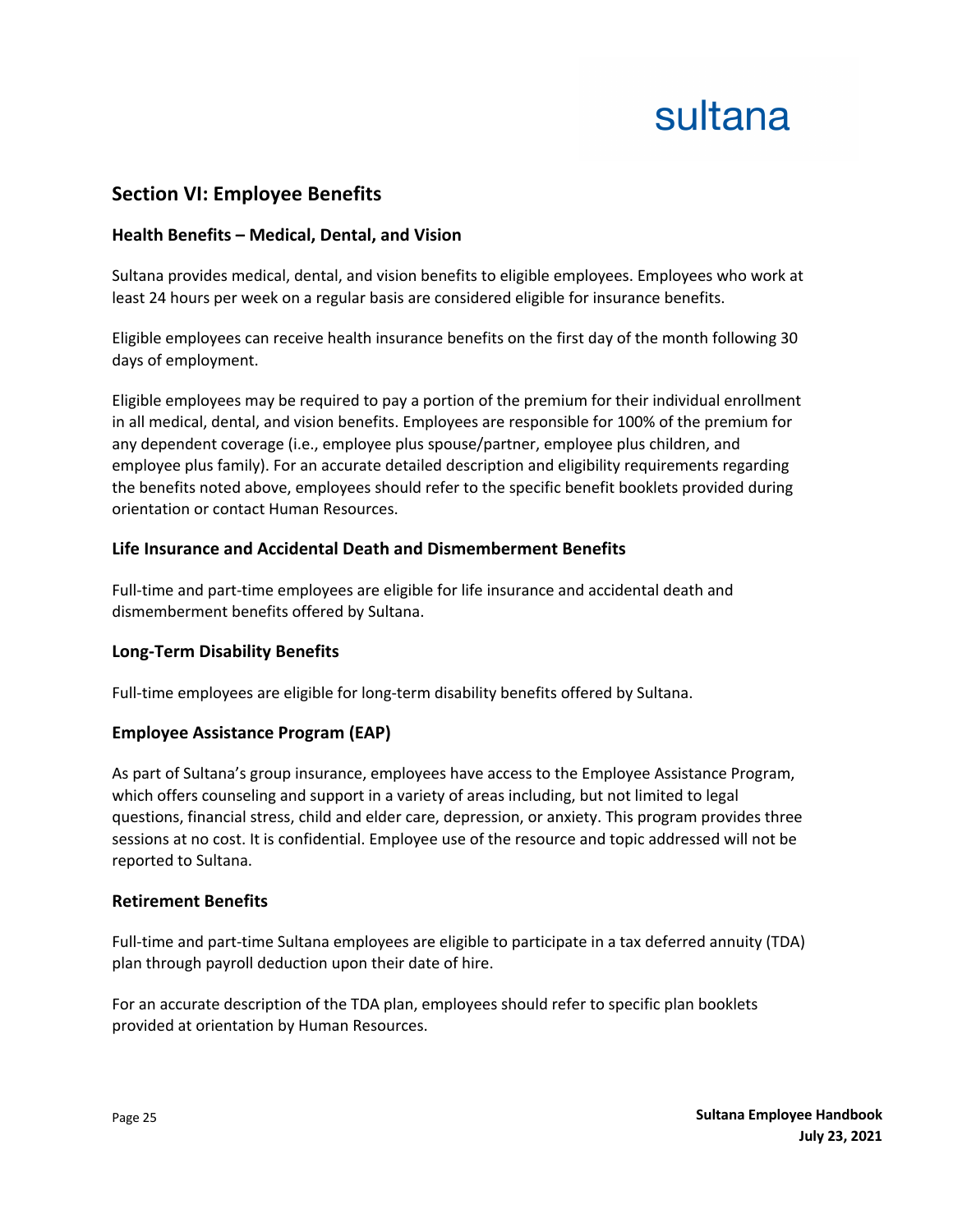## Section VI: Employee Benefits

### Health Benefits – Medical, Dental, and Vision

Sultana provides medical, dental, and vision benefits to eligible employees. Employees who work at least 24 hours per week on a regular basis are considered eligible for insurance benefits.

Eligible employees can receive health insurance benefits on the first day of the month following 30 days of employment.

Eligible employees may be required to pay a portion of the premium for their individual enrollment in all medical, dental, and vision benefits. Employees are responsible for 100% of the premium for any dependent coverage (i.e., employee plus spouse/partner, employee plus children, and employee plus family). For an accurate detailed description and eligibility requirements regarding the benefits noted above, employees should refer to the specific benefit booklets provided during orientation or contact Human Resources.

### Life Insurance and Accidental Death and Dismemberment Benefits

Full-time and part-time employees are eligible for life insurance and accidental death and dismemberment benefits offered by Sultana.

### Long-Term Disability Benefits

Full-time employees are eligible for long-term disability benefits offered by Sultana.

### Employee Assistance Program (EAP)

As part of Sultana's group insurance, employees have access to the Employee Assistance Program, which offers counseling and support in a variety of areas including, but not limited to legal questions, financial stress, child and elder care, depression, or anxiety. This program provides three sessions at no cost. It is confidential. Employee use of the resource and topic addressed will not be reported to Sultana.

### Retirement Benefits

Full-time and part-time Sultana employees are eligible to participate in a tax deferred annuity (TDA) plan through payroll deduction upon their date of hire.

For an accurate description of the TDA plan, employees should refer to specific plan booklets provided at orientation by Human Resources.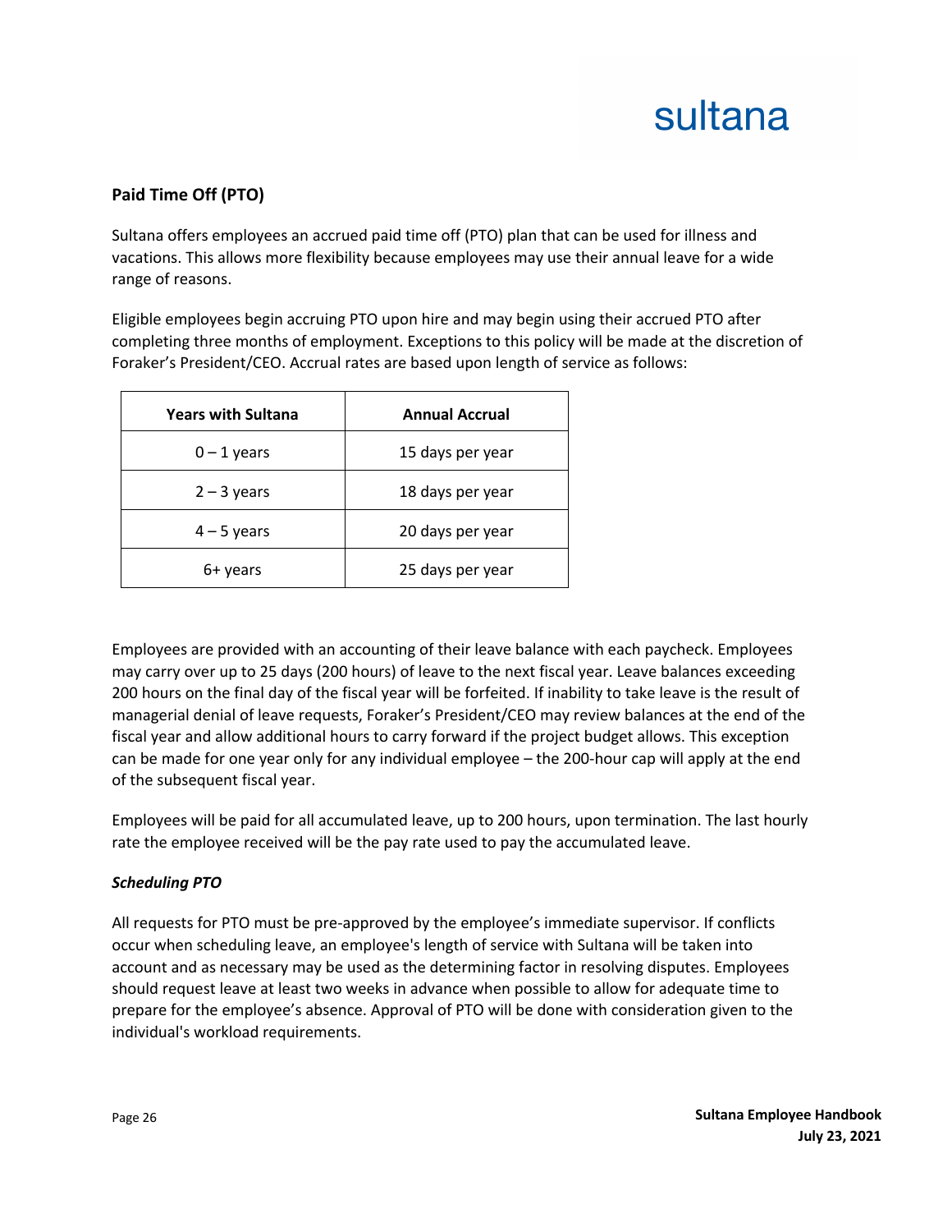## Paid Time Off (PTO)

Sultana offers employees an accrued paid time off (PTO) plan that can be used for illness and vacations. This allows more flexibility because employees may use their annual leave for a wide range of reasons.

Eligible employees begin accruing PTO upon hire and may begin using their accrued PTO after completing three months of employment. Exceptions to this policy will be made at the discretion of Foraker's President/CEO. Accrual rates are based upon length of service as follows:

| Years with Sultana | Annual Accrual |
| --- | --- |
| 0 – 1 years | 15 days per year |
| 2 – 3 years | 18 days per year |
| 4 – 5 years | 20 days per year |
| 6+ years | 25 days per year |

Employees are provided with an accounting of their leave balance with each paycheck. Employees may carry over up to 25 days (200 hours) of leave to the next fiscal year. Leave balances exceeding 200 hours on the final day of the fiscal year will be forfeited. If inability to take leave is the result of managerial denial of leave requests, Foraker's President/CEO may review balances at the end of the fiscal year and allow additional hours to carry forward if the project budget allows. This exception can be made for one year only for any individual employee – the 200-hour cap will apply at the end of the subsequent fiscal year.

Employees will be paid for all accumulated leave, up to 200 hours, upon termination. The last hourly rate the employee received will be the pay rate used to pay the accumulated leave.

### *Scheduling PTO*

All requests for PTO must be pre-approved by the employee's immediate supervisor. If conflicts occur when scheduling leave, an employee's length of service with Sultana will be taken into account and as necessary may be used as the determining factor in resolving disputes. Employees should request leave at least two weeks in advance when possible to allow for adequate time to prepare for the employee's absence. Approval of PTO will be done with consideration given to the individual's workload requirements.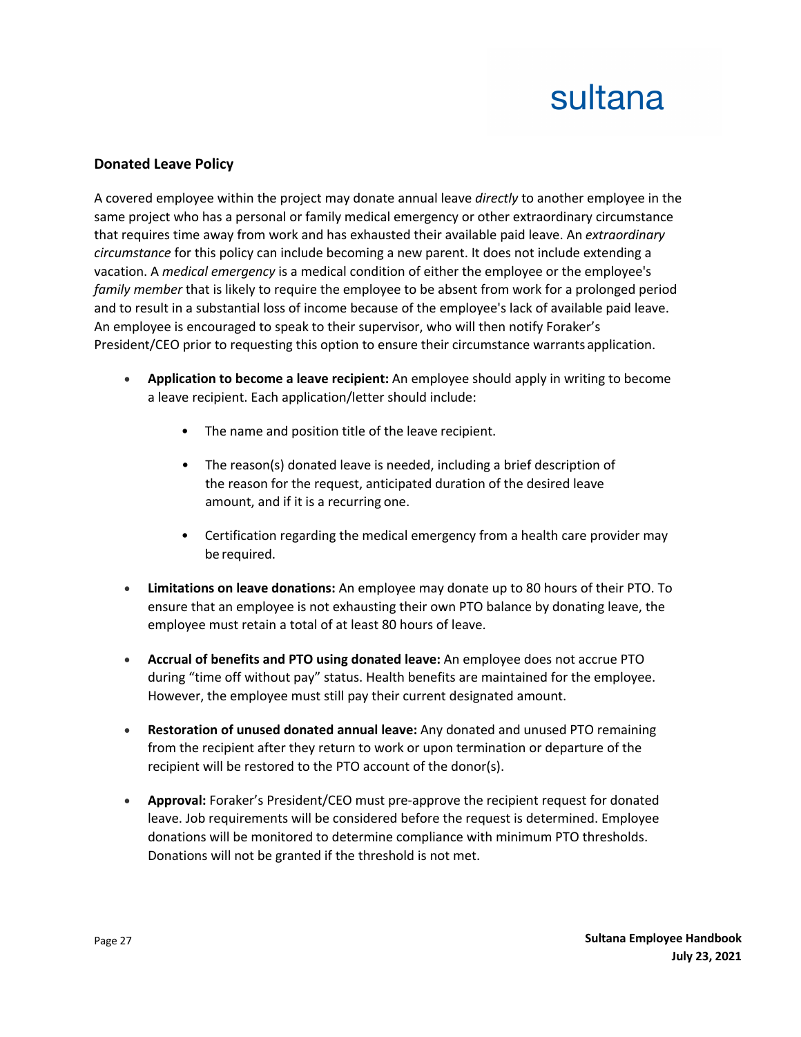## Donated Leave Policy

A covered employee within the project may donate annual leave *directly* to another employee in the same project who has a personal or family medical emergency or other extraordinary circumstance that requires time away from work and has exhausted their available paid leave. An *extraordinary circumstance* for this policy can include becoming a new parent. It does not include extending a vacation. A *medical emergency* is a medical condition of either the employee or the employee's *family member* that is likely to require the employee to be absent from work for a prolonged period and to result in a substantial loss of income because of the employee's lack of available paid leave. An employee is encouraged to speak to their supervisor, who will then notify Foraker's President/CEO prior to requesting this option to ensure their circumstance warrants application.

- **Application to become a leave recipient:** An employee should apply in writing to become a leave recipient. Each application/letter should include:
  - The name and position title of the leave recipient.
  - The reason(s) donated leave is needed, including a brief description of the reason for the request, anticipated duration of the desired leave amount, and if it is a recurring one.
  - Certification regarding the medical emergency from a health care provider may be required.
- **Limitations on leave donations:** An employee may donate up to 80 hours of their PTO. To ensure that an employee is not exhausting their own PTO balance by donating leave, the employee must retain a total of at least 80 hours of leave.
- **Accrual of benefits and PTO using donated leave:** An employee does not accrue PTO during "time off without pay" status. Health benefits are maintained for the employee. However, the employee must still pay their current designated amount.
- **Restoration of unused donated annual leave:** Any donated and unused PTO remaining from the recipient after they return to work or upon termination or departure of the recipient will be restored to the PTO account of the donor(s).
- **Approval:** Foraker's President/CEO must pre-approve the recipient request for donated leave. Job requirements will be considered before the request is determined. Employee donations will be monitored to determine compliance with minimum PTO thresholds. Donations will not be granted if the threshold is not met.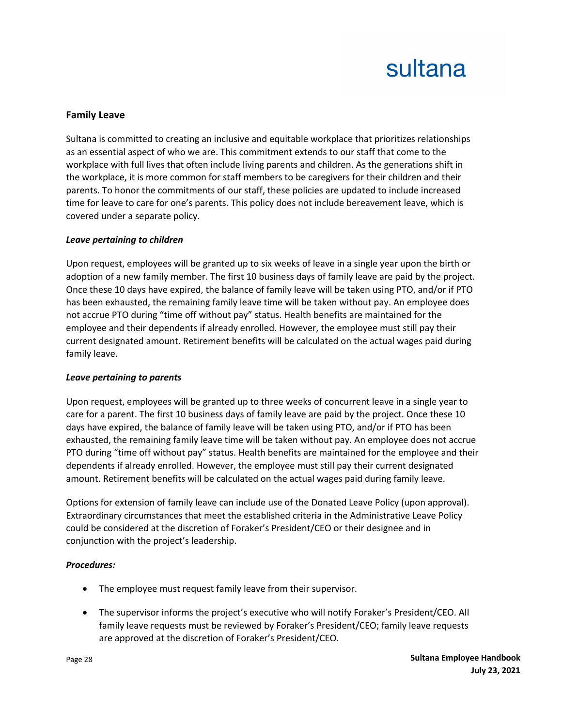## Family Leave

Sultana is committed to creating an inclusive and equitable workplace that prioritizes relationships as an essential aspect of who we are. This commitment extends to our staff that come to the workplace with full lives that often include living parents and children. As the generations shift in the workplace, it is more common for staff members to be caregivers for their children and their parents. To honor the commitments of our staff, these policies are updated to include increased time for leave to care for one's parents. This policy does not include bereavement leave, which is covered under a separate policy.

### *Leave pertaining to children*

Upon request, employees will be granted up to six weeks of leave in a single year upon the birth or adoption of a new family member. The first 10 business days of family leave are paid by the project. Once these 10 days have expired, the balance of family leave will be taken using PTO, and/or if PTO has been exhausted, the remaining family leave time will be taken without pay. An employee does not accrue PTO during "time off without pay" status. Health benefits are maintained for the employee and their dependents if already enrolled. However, the employee must still pay their current designated amount. Retirement benefits will be calculated on the actual wages paid during family leave.

### *Leave pertaining to parents*

Upon request, employees will be granted up to three weeks of concurrent leave in a single year to care for a parent. The first 10 business days of family leave are paid by the project. Once these 10 days have expired, the balance of family leave will be taken using PTO, and/or if PTO has been exhausted, the remaining family leave time will be taken without pay. An employee does not accrue PTO during "time off without pay" status. Health benefits are maintained for the employee and their dependents if already enrolled. However, the employee must still pay their current designated amount. Retirement benefits will be calculated on the actual wages paid during family leave.

Options for extension of family leave can include use of the Donated Leave Policy (upon approval). Extraordinary circumstances that meet the established criteria in the Administrative Leave Policy could be considered at the discretion of Foraker's President/CEO or their designee and in conjunction with the project's leadership.

### *Procedures:*

- The employee must request family leave from their supervisor.
- The supervisor informs the project's executive who will notify Foraker's President/CEO. All family leave requests must be reviewed by Foraker's President/CEO; family leave requests are approved at the discretion of Foraker's President/CEO.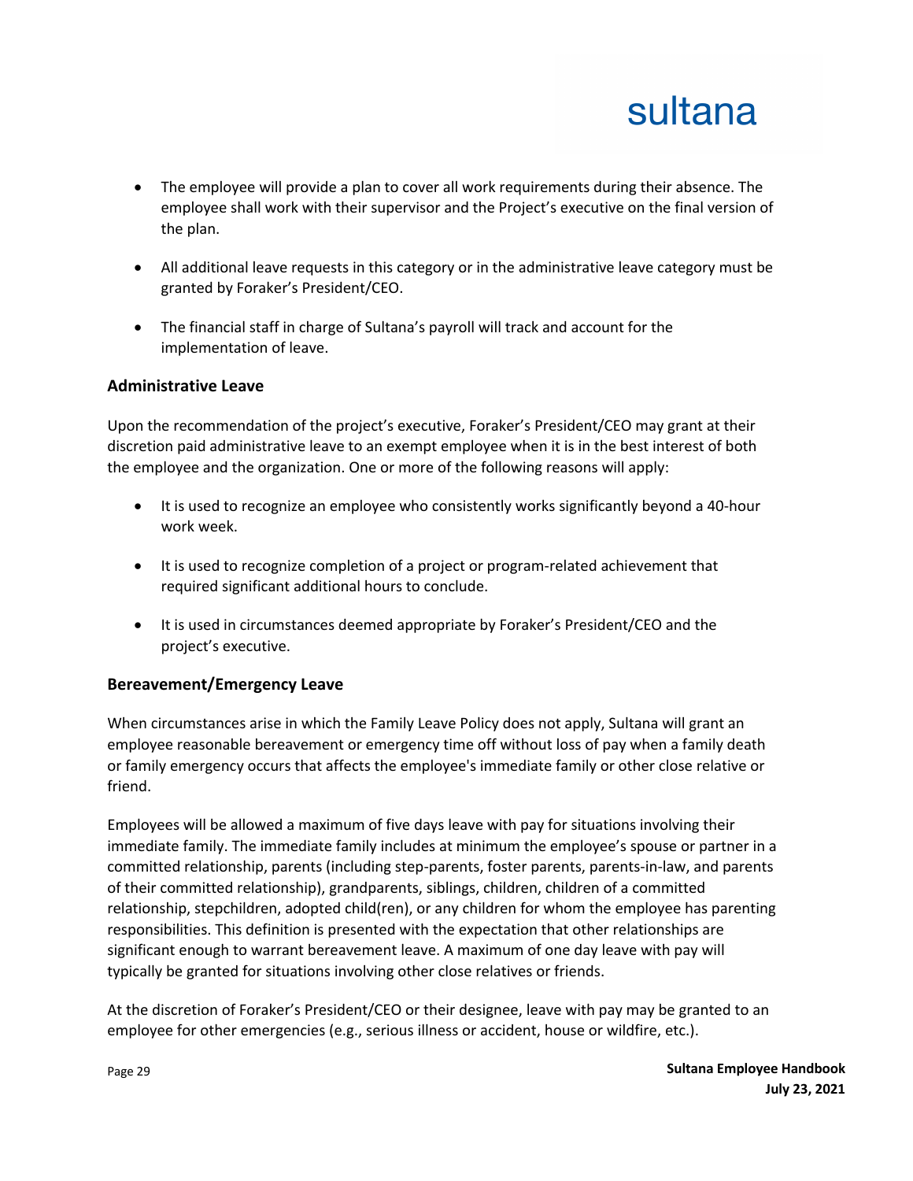- The employee will provide a plan to cover all work requirements during their absence. The employee shall work with their supervisor and the Project's executive on the final version of the plan.
- All additional leave requests in this category or in the administrative leave category must be granted by Foraker's President/CEO.
- The financial staff in charge of Sultana's payroll will track and account for the implementation of leave.

### Administrative Leave

Upon the recommendation of the project's executive, Foraker's President/CEO may grant at their discretion paid administrative leave to an exempt employee when it is in the best interest of both the employee and the organization. One or more of the following reasons will apply:

- It is used to recognize an employee who consistently works significantly beyond a 40-hour work week.
- It is used to recognize completion of a project or program-related achievement that required significant additional hours to conclude.
- It is used in circumstances deemed appropriate by Foraker's President/CEO and the project's executive.

### Bereavement/Emergency Leave

When circumstances arise in which the Family Leave Policy does not apply, Sultana will grant an employee reasonable bereavement or emergency time off without loss of pay when a family death or family emergency occurs that affects the employee's immediate family or other close relative or friend.

Employees will be allowed a maximum of five days leave with pay for situations involving their immediate family. The immediate family includes at minimum the employee's spouse or partner in a committed relationship, parents (including step-parents, foster parents, parents-in-law, and parents of their committed relationship), grandparents, siblings, children, children of a committed relationship, stepchildren, adopted child(ren), or any children for whom the employee has parenting responsibilities. This definition is presented with the expectation that other relationships are significant enough to warrant bereavement leave. A maximum of one day leave with pay will typically be granted for situations involving other close relatives or friends.

At the discretion of Foraker's President/CEO or their designee, leave with pay may be granted to an employee for other emergencies (e.g., serious illness or accident, house or wildfire, etc.).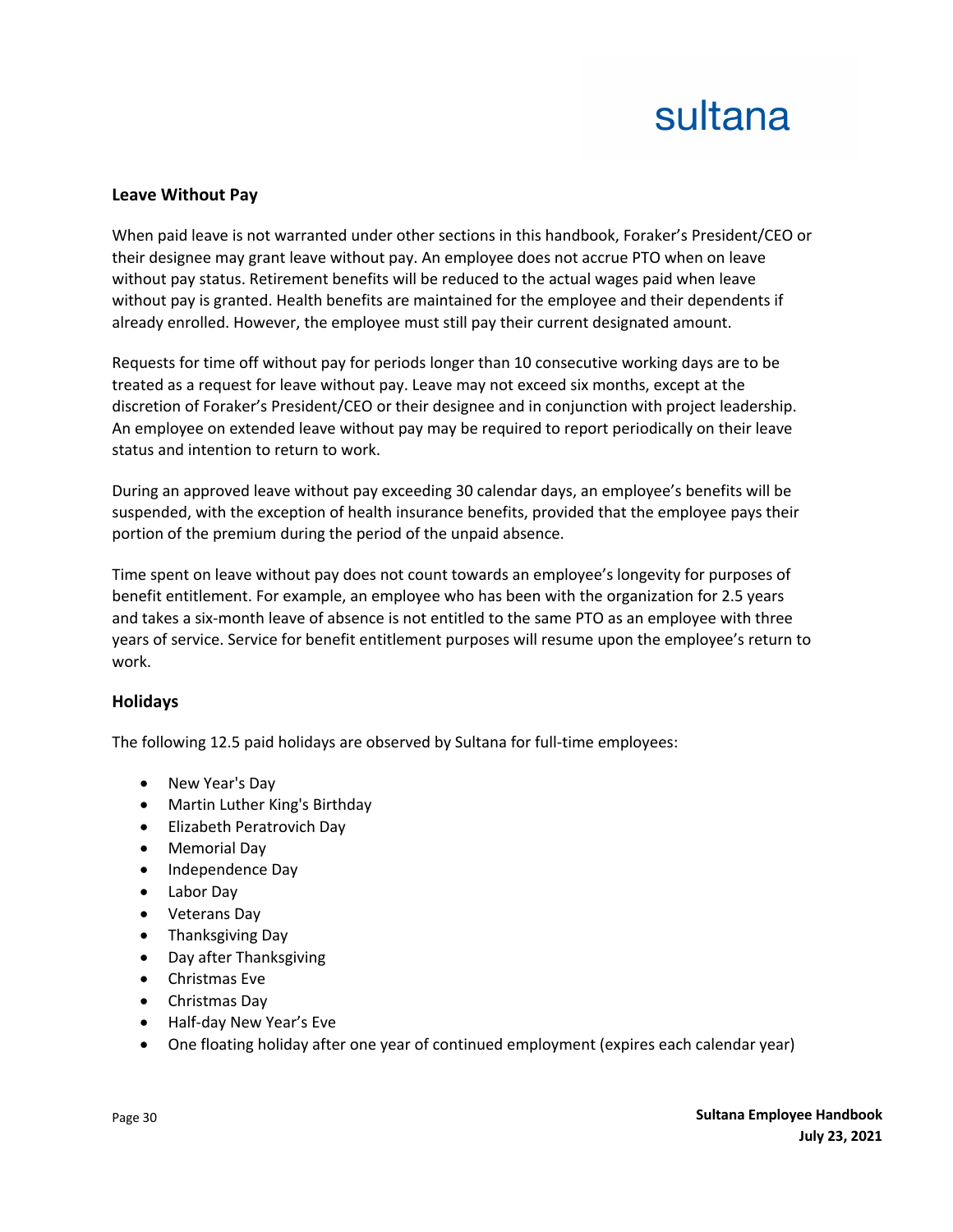## Leave Without Pay

When paid leave is not warranted under other sections in this handbook, Foraker's President/CEO or their designee may grant leave without pay. An employee does not accrue PTO when on leave without pay status. Retirement benefits will be reduced to the actual wages paid when leave without pay is granted. Health benefits are maintained for the employee and their dependents if already enrolled. However, the employee must still pay their current designated amount.

Requests for time off without pay for periods longer than 10 consecutive working days are to be treated as a request for leave without pay. Leave may not exceed six months, except at the discretion of Foraker's President/CEO or their designee and in conjunction with project leadership. An employee on extended leave without pay may be required to report periodically on their leave status and intention to return to work.

During an approved leave without pay exceeding 30 calendar days, an employee's benefits will be suspended, with the exception of health insurance benefits, provided that the employee pays their portion of the premium during the period of the unpaid absence.

Time spent on leave without pay does not count towards an employee's longevity for purposes of benefit entitlement. For example, an employee who has been with the organization for 2.5 years and takes a six-month leave of absence is not entitled to the same PTO as an employee with three years of service. Service for benefit entitlement purposes will resume upon the employee's return to work.

## Holidays

The following 12.5 paid holidays are observed by Sultana for full-time employees:

- New Year's Day
- Martin Luther King's Birthday
- Elizabeth Peratrovich Day
- Memorial Day
- Independence Day
- Labor Day
- Veterans Day
- Thanksgiving Day
- Day after Thanksgiving
- Christmas Eve
- Christmas Day
- Half-day New Year's Eve
- One floating holiday after one year of continued employment (expires each calendar year)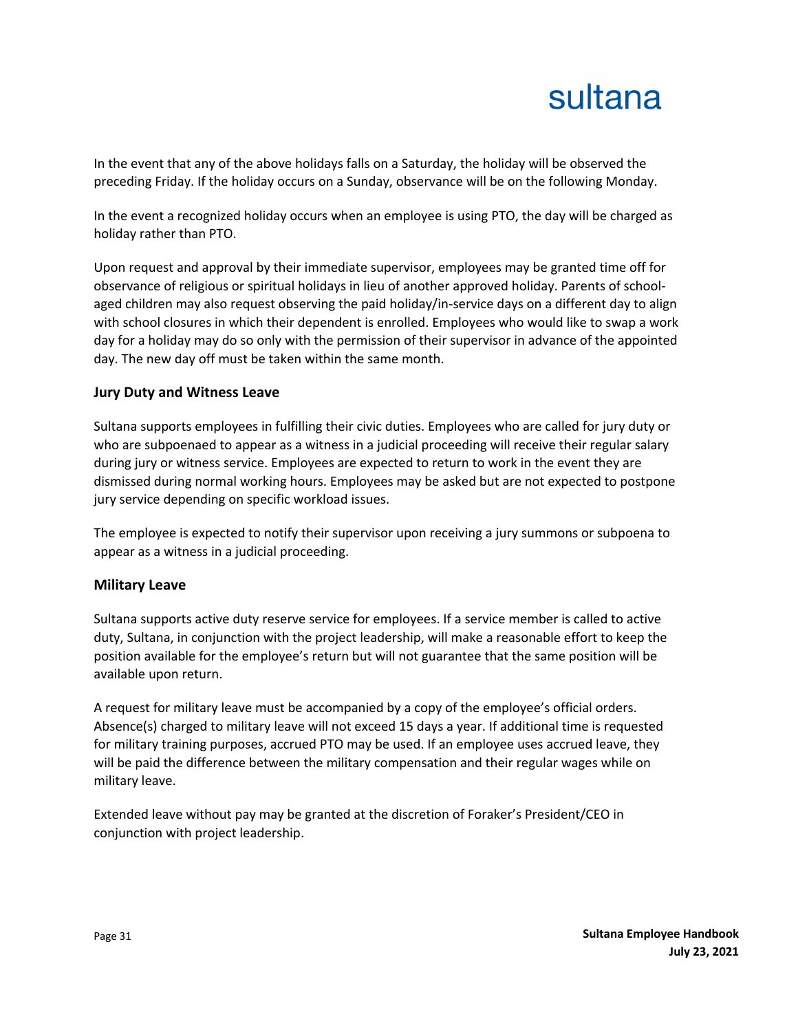In the event that any of the above holidays falls on a Saturday, the holiday will be observed the preceding Friday. If the holiday occurs on a Sunday, observance will be on the following Monday.

In the event a recognized holiday occurs when an employee is using PTO, the day will be charged as holiday rather than PTO.

Upon request and approval by their immediate supervisor, employees may be granted time off for observance of religious or spiritual holidays in lieu of another approved holiday. Parents of school-aged children may also request observing the paid holiday/in-service days on a different day to align with school closures in which their dependent is enrolled. Employees who would like to swap a work day for a holiday may do so only with the permission of their supervisor in advance of the appointed day. The new day off must be taken within the same month.

### Jury Duty and Witness Leave

Sultana supports employees in fulfilling their civic duties. Employees who are called for jury duty or who are subpoenaed to appear as a witness in a judicial proceeding will receive their regular salary during jury or witness service. Employees are expected to return to work in the event they are dismissed during normal working hours. Employees may be asked but are not expected to postpone jury service depending on specific workload issues.

The employee is expected to notify their supervisor upon receiving a jury summons or subpoena to appear as a witness in a judicial proceeding.

### Military Leave

Sultana supports active duty reserve service for employees. If a service member is called to active duty, Sultana, in conjunction with the project leadership, will make a reasonable effort to keep the position available for the employee's return but will not guarantee that the same position will be available upon return.

A request for military leave must be accompanied by a copy of the employee's official orders. Absence(s) charged to military leave will not exceed 15 days a year. If additional time is requested for military training purposes, accrued PTO may be used. If an employee uses accrued leave, they will be paid the difference between the military compensation and their regular wages while on military leave.

Extended leave without pay may be granted at the discretion of Foraker's President/CEO in conjunction with project leadership.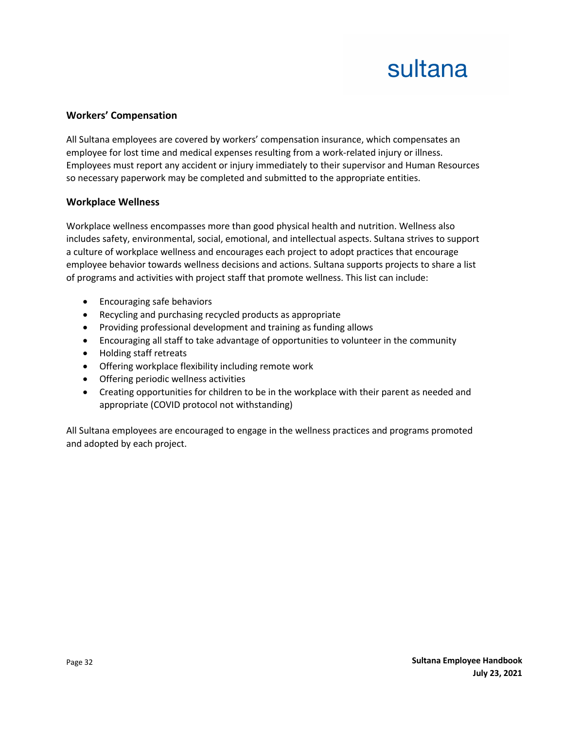## Workers' Compensation

All Sultana employees are covered by workers' compensation insurance, which compensates an employee for lost time and medical expenses resulting from a work-related injury or illness. Employees must report any accident or injury immediately to their supervisor and Human Resources so necessary paperwork may be completed and submitted to the appropriate entities.

## Workplace Wellness

Workplace wellness encompasses more than good physical health and nutrition. Wellness also includes safety, environmental, social, emotional, and intellectual aspects. Sultana strives to support a culture of workplace wellness and encourages each project to adopt practices that encourage employee behavior towards wellness decisions and actions. Sultana supports projects to share a list of programs and activities with project staff that promote wellness. This list can include:

- Encouraging safe behaviors
- Recycling and purchasing recycled products as appropriate
- Providing professional development and training as funding allows
- Encouraging all staff to take advantage of opportunities to volunteer in the community
- Holding staff retreats
- Offering workplace flexibility including remote work
- Offering periodic wellness activities
- Creating opportunities for children to be in the workplace with their parent as needed and appropriate (COVID protocol not withstanding)

All Sultana employees are encouraged to engage in the wellness practices and programs promoted and adopted by each project.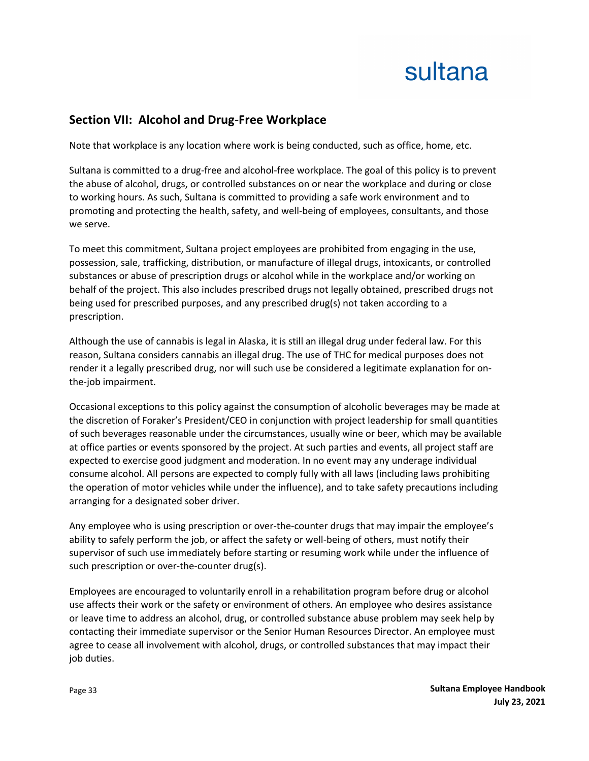## Section VII: Alcohol and Drug-Free Workplace

Note that workplace is any location where work is being conducted, such as office, home, etc.

Sultana is committed to a drug-free and alcohol-free workplace. The goal of this policy is to prevent the abuse of alcohol, drugs, or controlled substances on or near the workplace and during or close to working hours. As such, Sultana is committed to providing a safe work environment and to promoting and protecting the health, safety, and well-being of employees, consultants, and those we serve.

To meet this commitment, Sultana project employees are prohibited from engaging in the use, possession, sale, trafficking, distribution, or manufacture of illegal drugs, intoxicants, or controlled substances or abuse of prescription drugs or alcohol while in the workplace and/or working on behalf of the project. This also includes prescribed drugs not legally obtained, prescribed drugs not being used for prescribed purposes, and any prescribed drug(s) not taken according to a prescription.

Although the use of cannabis is legal in Alaska, it is still an illegal drug under federal law. For this reason, Sultana considers cannabis an illegal drug. The use of THC for medical purposes does not render it a legally prescribed drug, nor will such use be considered a legitimate explanation for on-the-job impairment.

Occasional exceptions to this policy against the consumption of alcoholic beverages may be made at the discretion of Foraker's President/CEO in conjunction with project leadership for small quantities of such beverages reasonable under the circumstances, usually wine or beer, which may be available at office parties or events sponsored by the project. At such parties and events, all project staff are expected to exercise good judgment and moderation. In no event may any underage individual consume alcohol. All persons are expected to comply fully with all laws (including laws prohibiting the operation of motor vehicles while under the influence), and to take safety precautions including arranging for a designated sober driver.

Any employee who is using prescription or over-the-counter drugs that may impair the employee's ability to safely perform the job, or affect the safety or well-being of others, must notify their supervisor of such use immediately before starting or resuming work while under the influence of such prescription or over-the-counter drug(s).

Employees are encouraged to voluntarily enroll in a rehabilitation program before drug or alcohol use affects their work or the safety or environment of others. An employee who desires assistance or leave time to address an alcohol, drug, or controlled substance abuse problem may seek help by contacting their immediate supervisor or the Senior Human Resources Director. An employee must agree to cease all involvement with alcohol, drugs, or controlled substances that may impact their job duties.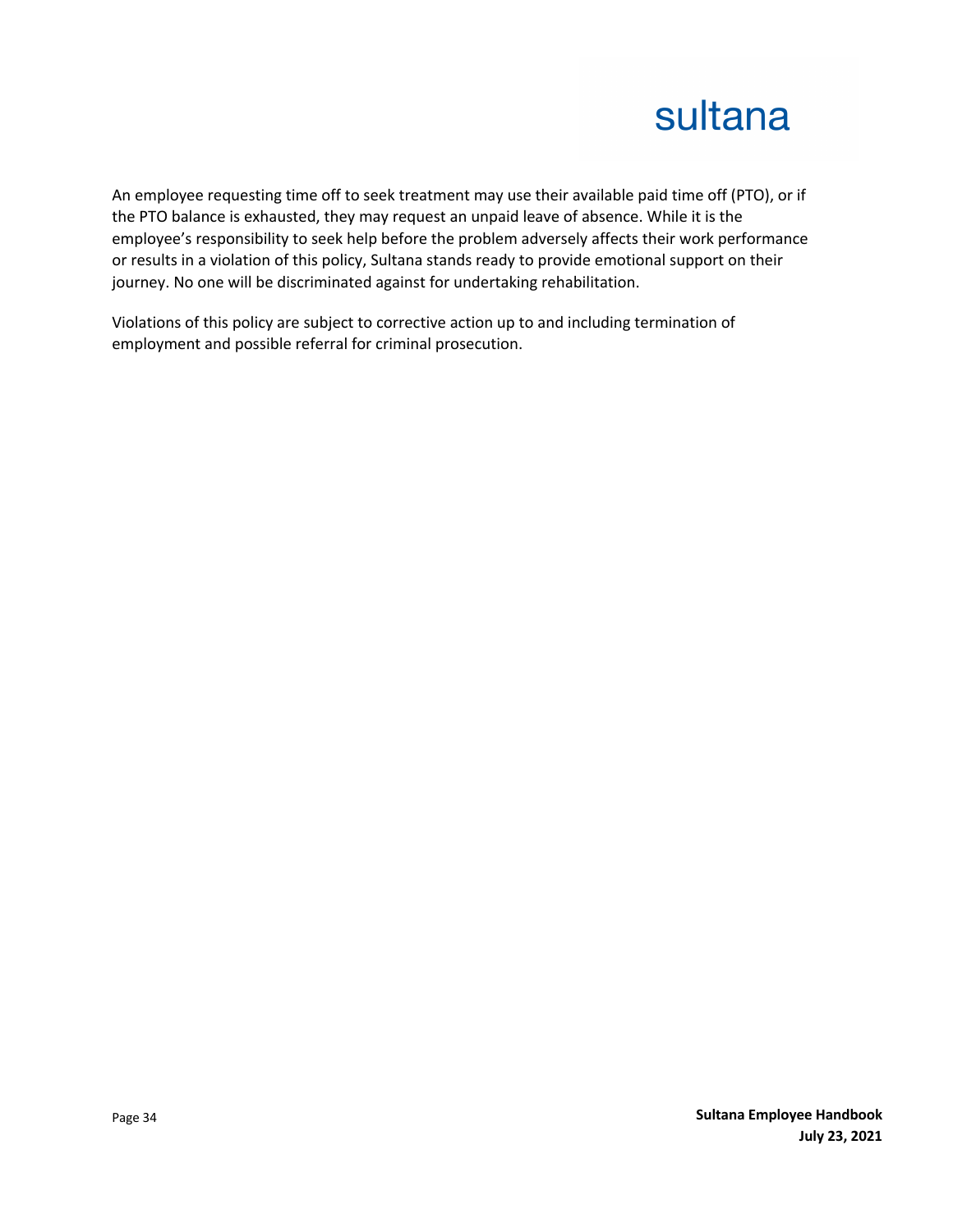An employee requesting time off to seek treatment may use their available paid time off (PTO), or if the PTO balance is exhausted, they may request an unpaid leave of absence. While it is the employee's responsibility to seek help before the problem adversely affects their work performance or results in a violation of this policy, Sultana stands ready to provide emotional support on their journey. No one will be discriminated against for undertaking rehabilitation.

Violations of this policy are subject to corrective action up to and including termination of employment and possible referral for criminal prosecution.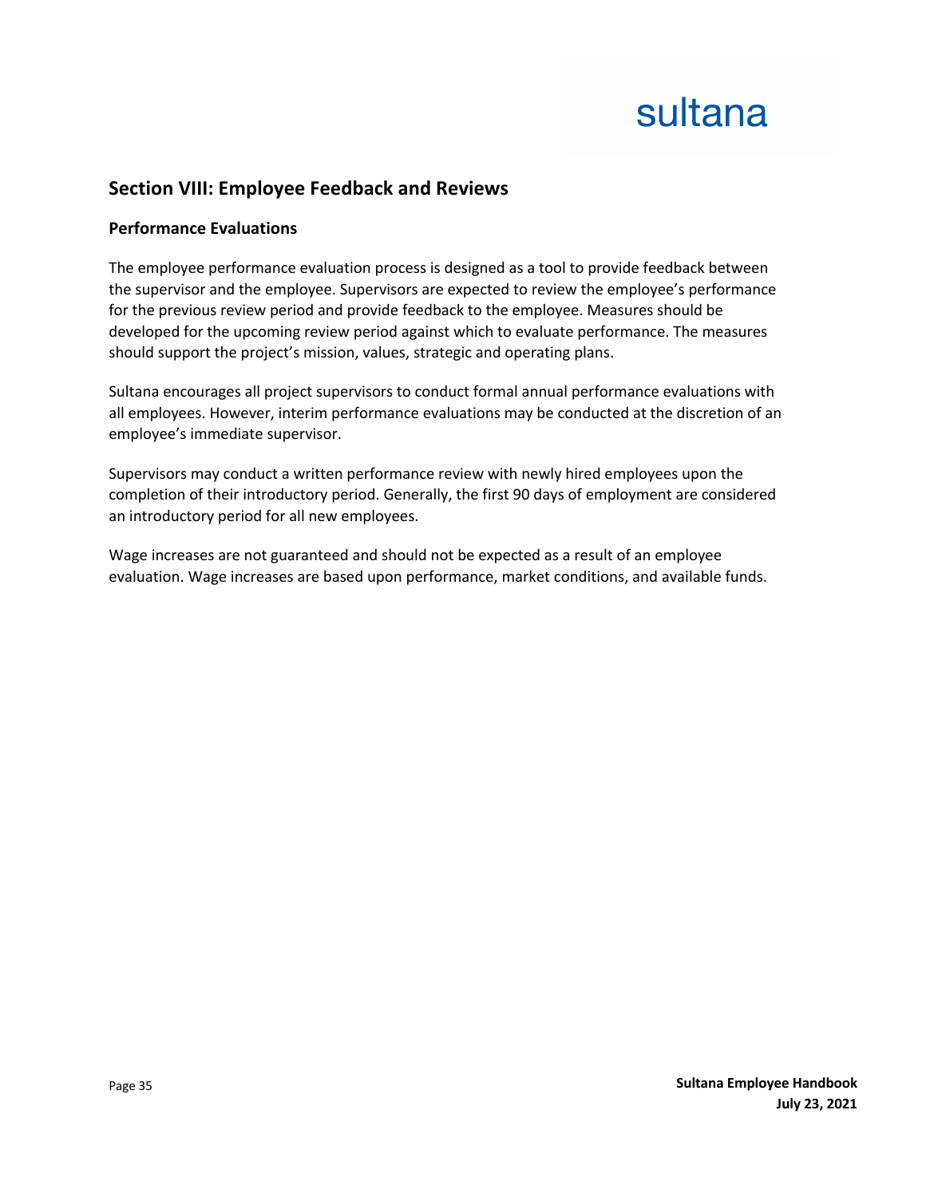## Section VIII: Employee Feedback and Reviews

### Performance Evaluations

The employee performance evaluation process is designed as a tool to provide feedback between the supervisor and the employee. Supervisors are expected to review the employee's performance for the previous review period and provide feedback to the employee. Measures should be developed for the upcoming review period against which to evaluate performance. The measures should support the project's mission, values, strategic and operating plans.

Sultana encourages all project supervisors to conduct formal annual performance evaluations with all employees. However, interim performance evaluations may be conducted at the discretion of an employee's immediate supervisor.

Supervisors may conduct a written performance review with newly hired employees upon the completion of their introductory period. Generally, the first 90 days of employment are considered an introductory period for all new employees.

Wage increases are not guaranteed and should not be expected as a result of an employee evaluation. Wage increases are based upon performance, market conditions, and available funds.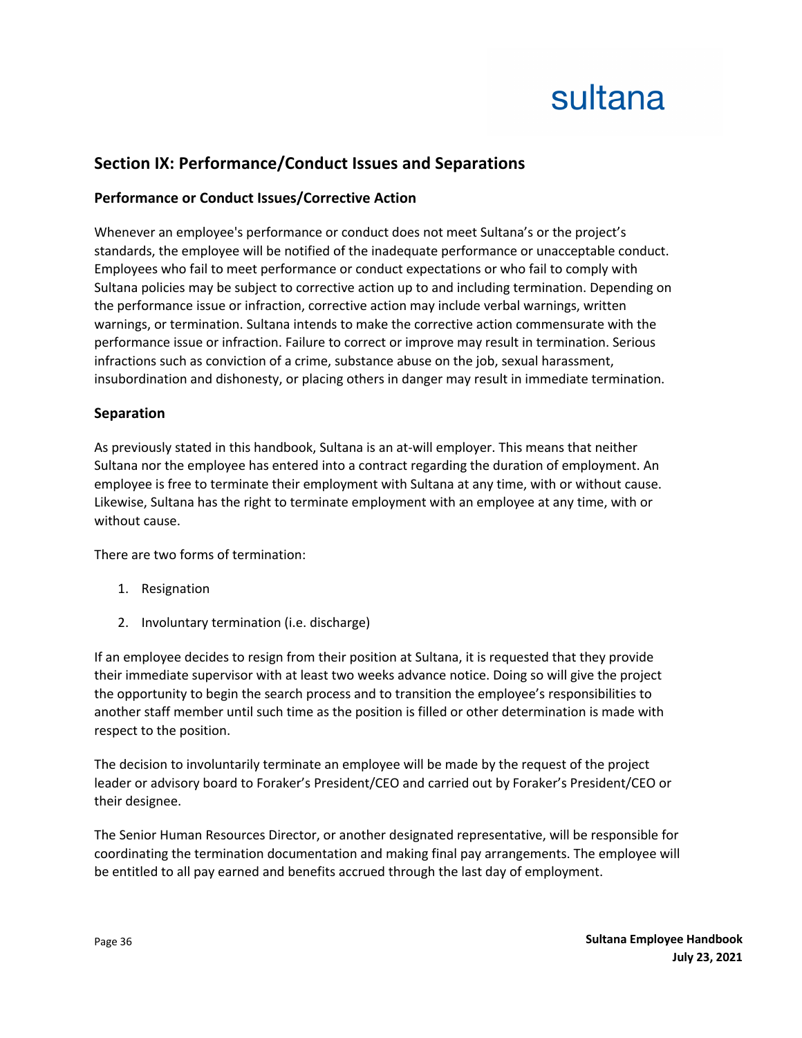## Section IX: Performance/Conduct Issues and Separations

### Performance or Conduct Issues/Corrective Action

Whenever an employee's performance or conduct does not meet Sultana's or the project's standards, the employee will be notified of the inadequate performance or unacceptable conduct. Employees who fail to meet performance or conduct expectations or who fail to comply with Sultana policies may be subject to corrective action up to and including termination. Depending on the performance issue or infraction, corrective action may include verbal warnings, written warnings, or termination. Sultana intends to make the corrective action commensurate with the performance issue or infraction. Failure to correct or improve may result in termination. Serious infractions such as conviction of a crime, substance abuse on the job, sexual harassment, insubordination and dishonesty, or placing others in danger may result in immediate termination.

### Separation

As previously stated in this handbook, Sultana is an at-will employer. This means that neither Sultana nor the employee has entered into a contract regarding the duration of employment. An employee is free to terminate their employment with Sultana at any time, with or without cause. Likewise, Sultana has the right to terminate employment with an employee at any time, with or without cause.

There are two forms of termination:

1. Resignation
2. Involuntary termination (i.e. discharge)

If an employee decides to resign from their position at Sultana, it is requested that they provide their immediate supervisor with at least two weeks advance notice. Doing so will give the project the opportunity to begin the search process and to transition the employee's responsibilities to another staff member until such time as the position is filled or other determination is made with respect to the position.

The decision to involuntarily terminate an employee will be made by the request of the project leader or advisory board to Foraker's President/CEO and carried out by Foraker's President/CEO or their designee.

The Senior Human Resources Director, or another designated representative, will be responsible for coordinating the termination documentation and making final pay arrangements. The employee will be entitled to all pay earned and benefits accrued through the last day of employment.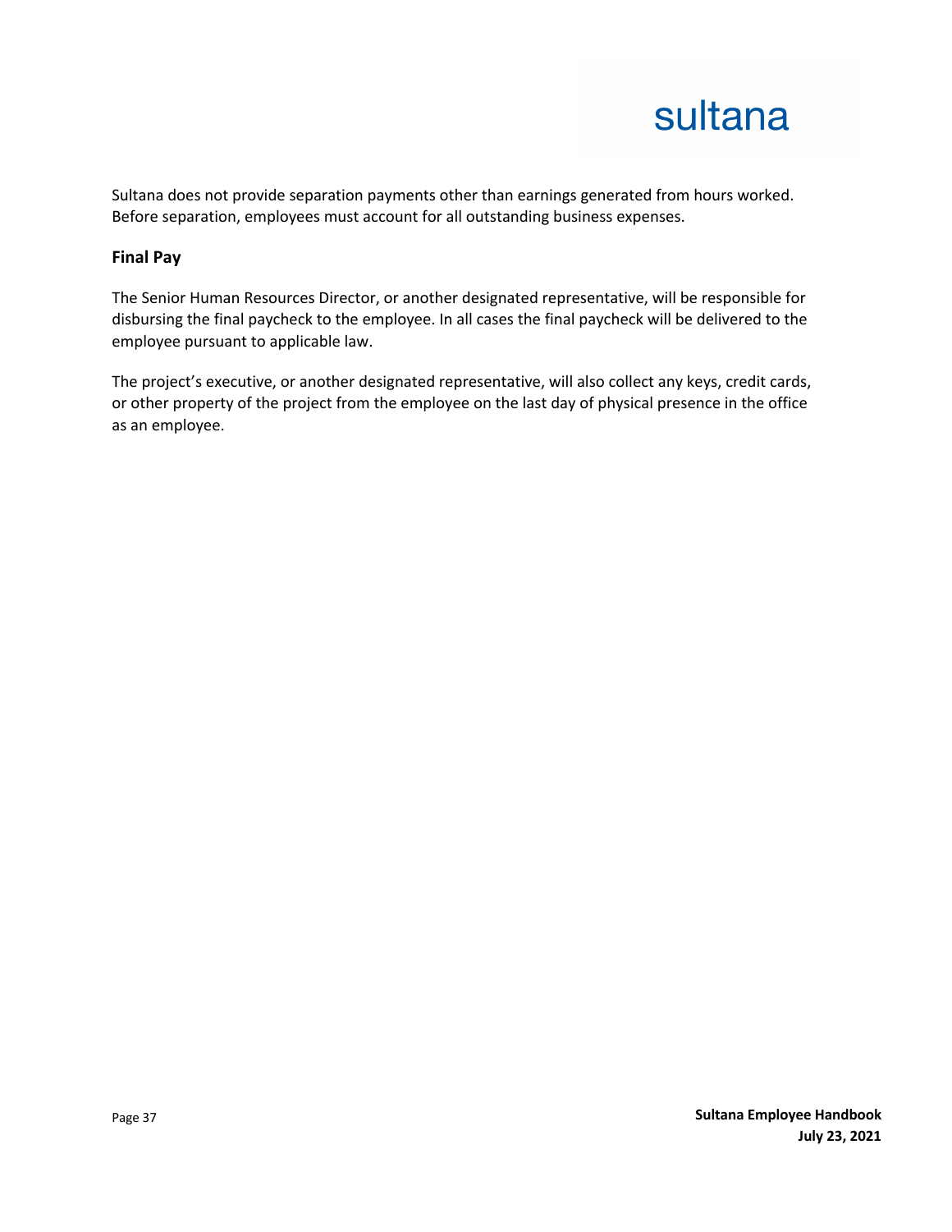Sultana does not provide separation payments other than earnings generated from hours worked. Before separation, employees must account for all outstanding business expenses.

### Final Pay

The Senior Human Resources Director, or another designated representative, will be responsible for disbursing the final paycheck to the employee. In all cases the final paycheck will be delivered to the employee pursuant to applicable law.

The project's executive, or another designated representative, will also collect any keys, credit cards, or other property of the project from the employee on the last day of physical presence in the office as an employee.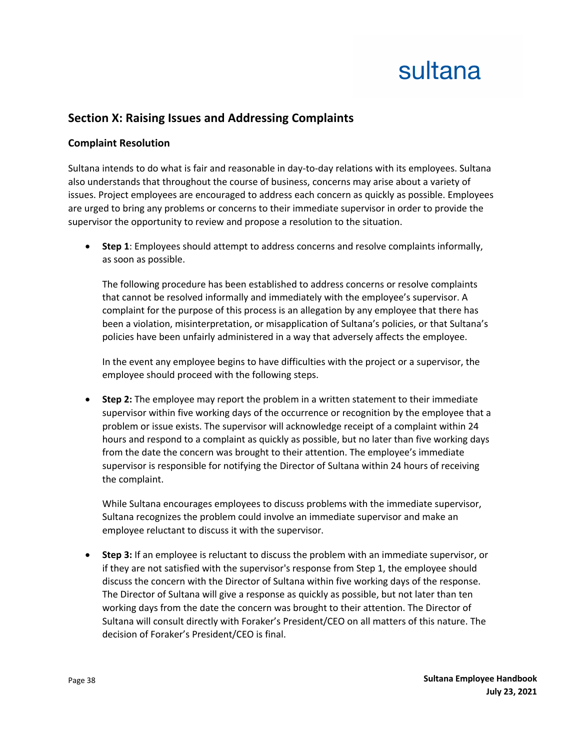## Section X: Raising Issues and Addressing Complaints

### Complaint Resolution

Sultana intends to do what is fair and reasonable in day-to-day relations with its employees. Sultana also understands that throughout the course of business, concerns may arise about a variety of issues. Project employees are encouraged to address each concern as quickly as possible. Employees are urged to bring any problems or concerns to their immediate supervisor in order to provide the supervisor the opportunity to review and propose a resolution to the situation.

- **Step 1**: Employees should attempt to address concerns and resolve complaints informally, as soon as possible.

  The following procedure has been established to address concerns or resolve complaints that cannot be resolved informally and immediately with the employee's supervisor. A complaint for the purpose of this process is an allegation by any employee that there has been a violation, misinterpretation, or misapplication of Sultana's policies, or that Sultana's policies have been unfairly administered in a way that adversely affects the employee.

  In the event any employee begins to have difficulties with the project or a supervisor, the employee should proceed with the following steps.

- **Step 2:** The employee may report the problem in a written statement to their immediate supervisor within five working days of the occurrence or recognition by the employee that a problem or issue exists. The supervisor will acknowledge receipt of a complaint within 24 hours and respond to a complaint as quickly as possible, but no later than five working days from the date the concern was brought to their attention. The employee's immediate supervisor is responsible for notifying the Director of Sultana within 24 hours of receiving the complaint.

  While Sultana encourages employees to discuss problems with the immediate supervisor, Sultana recognizes the problem could involve an immediate supervisor and make an employee reluctant to discuss it with the supervisor.

- **Step 3:** If an employee is reluctant to discuss the problem with an immediate supervisor, or if they are not satisfied with the supervisor's response from Step 1, the employee should discuss the concern with the Director of Sultana within five working days of the response. The Director of Sultana will give a response as quickly as possible, but not later than ten working days from the date the concern was brought to their attention. The Director of Sultana will consult directly with Foraker's President/CEO on all matters of this nature. The decision of Foraker's President/CEO is final.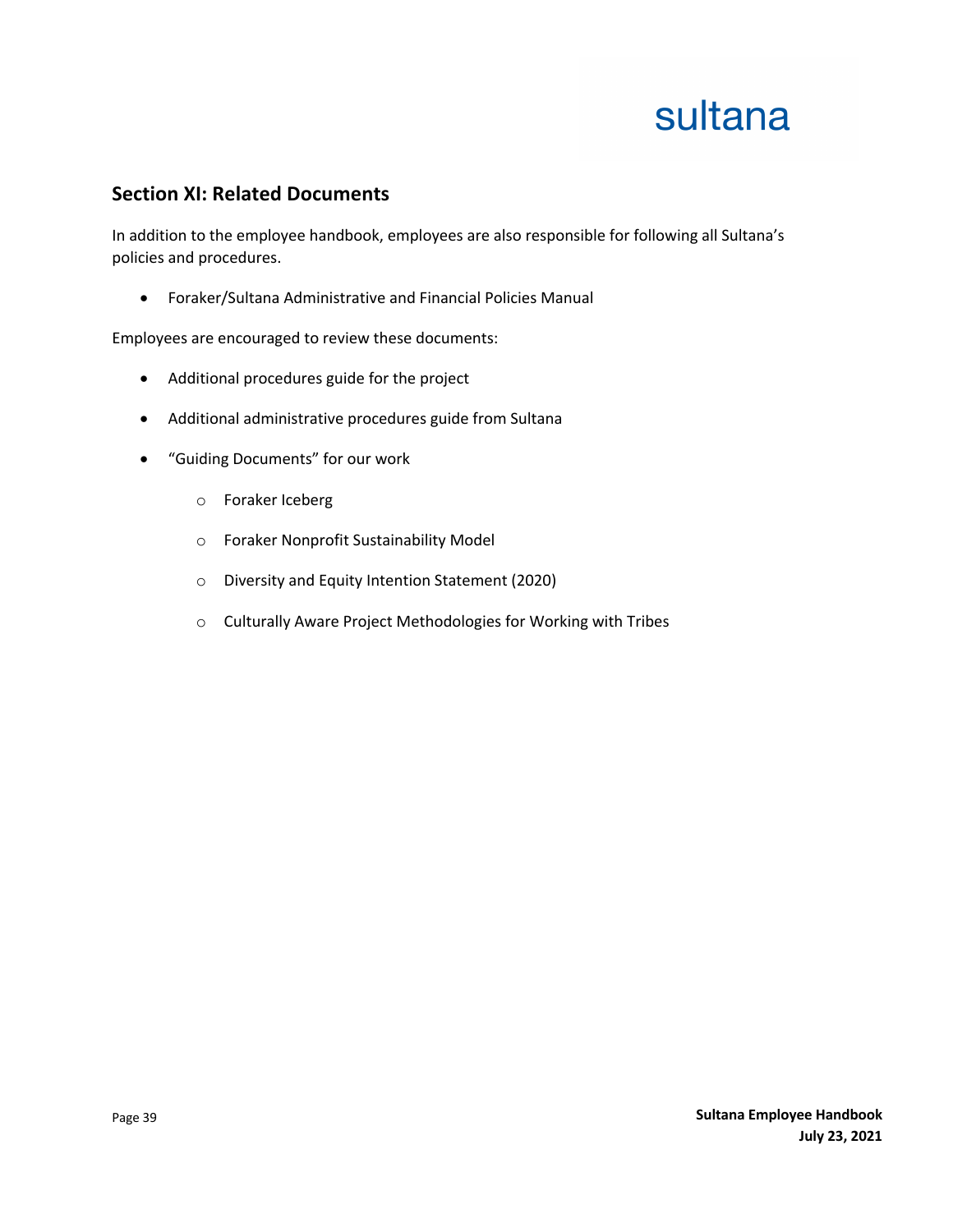## Section XI: Related Documents

In addition to the employee handbook, employees are also responsible for following all Sultana's policies and procedures.

- Foraker/Sultana Administrative and Financial Policies Manual

Employees are encouraged to review these documents:

- Additional procedures guide for the project
- Additional administrative procedures guide from Sultana
- "Guiding Documents" for our work
  - Foraker Iceberg
  - Foraker Nonprofit Sustainability Model
  - Diversity and Equity Intention Statement (2020)
  - Culturally Aware Project Methodologies for Working with Tribes